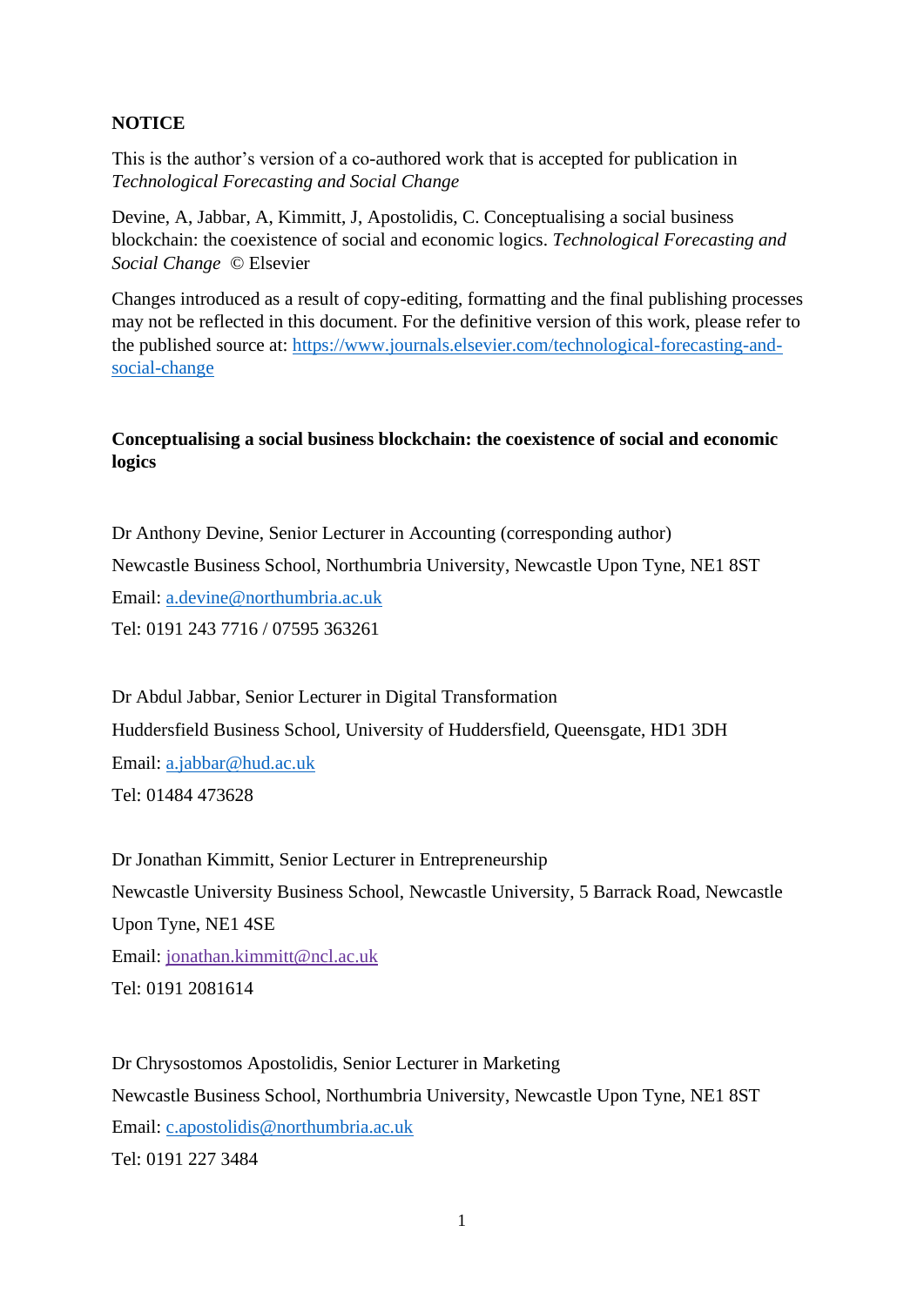**NOTICE**

This is the author's version of a co-authored work that is accepted for publication in *Technological Forecasting and Social Change*

Devine, A, Jabbar, A, Kimmitt, J, Apostolidis, C. Conceptualising a social business blockchain: the coexistence of social and economic logics. *Technological Forecasting and Social Change* © Elsevier

Changes introduced as a result of copy-editing, formatting and the final publishing processes may not be reflected in this document. For the definitive version of this work, please refer to the published source at: https://www.journals.elsevier.com/technological-forecasting-and-social-change

**Conceptualising a social business blockchain: the coexistence of social and economic logics**

Dr Anthony Devine, Senior Lecturer in Accounting (corresponding author)

Newcastle Business School, Northumbria University, Newcastle Upon Tyne, NE1 8ST

Email: a.devine@northumbria.ac.uk

Tel: 0191 243 7716 / 07595 363261

Dr Abdul Jabbar, Senior Lecturer in Digital Transformation

Huddersfield Business School, University of Huddersfield, Queensgate, HD1 3DH

Email: a.jabbar@hud.ac.uk

Tel: 01484 473628

Dr Jonathan Kimmitt, Senior Lecturer in Entrepreneurship

Newcastle University Business School, Newcastle University, 5 Barrack Road, Newcastle Upon Tyne, NE1 4SE

Email: jonathan.kimmitt@ncl.ac.uk

Tel: 0191 2081614

Dr Chrysostomos Apostolidis, Senior Lecturer in Marketing

Newcastle Business School, Northumbria University, Newcastle Upon Tyne, NE1 8ST

Email: c.apostolidis@northumbria.ac.uk

Tel: 0191 227 3484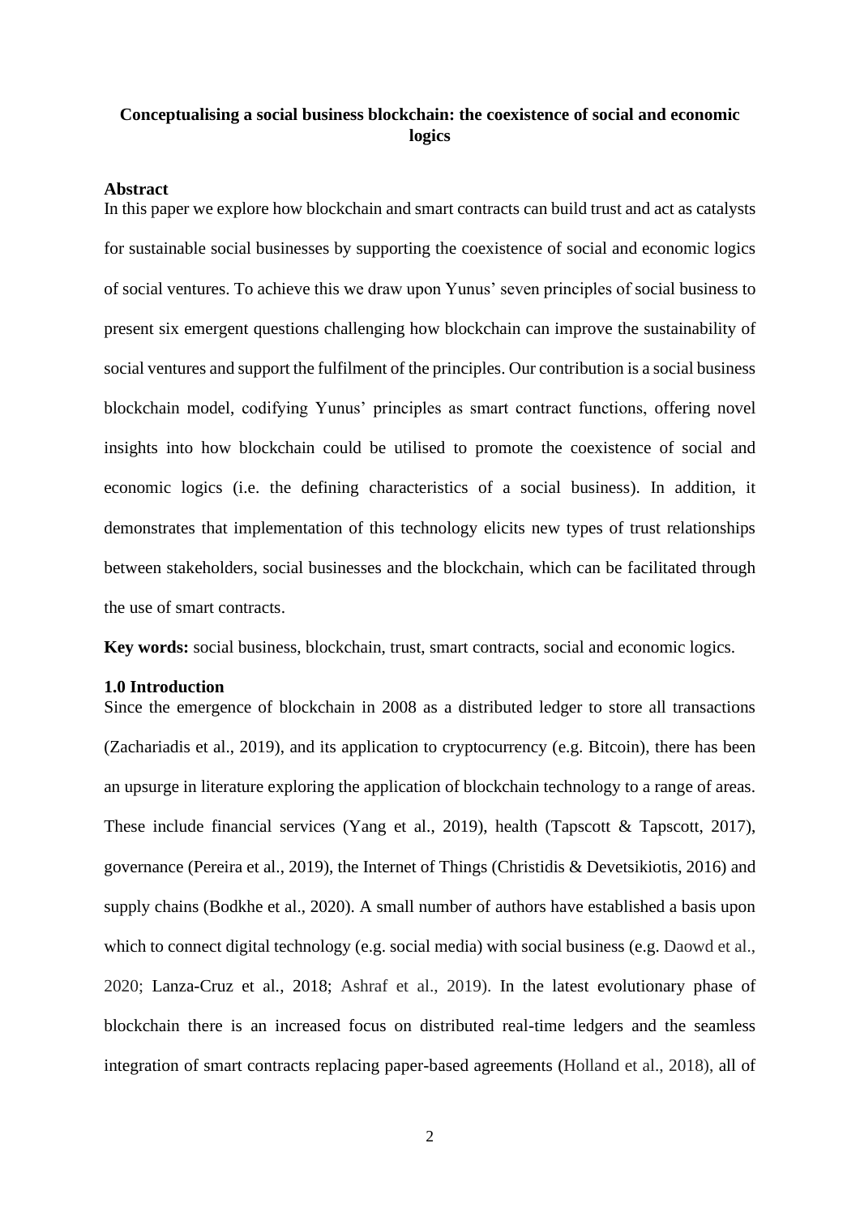**Conceptualising a social business blockchain: the coexistence of social and economic logics**

**Abstract**

In this paper we explore how blockchain and smart contracts can build trust and act as catalysts for sustainable social businesses by supporting the coexistence of social and economic logics of social ventures. To achieve this we draw upon Yunus' seven principles of social business to present six emergent questions challenging how blockchain can improve the sustainability of social ventures and support the fulfilment of the principles. Our contribution is a social business blockchain model, codifying Yunus' principles as smart contract functions, offering novel insights into how blockchain could be utilised to promote the coexistence of social and economic logics (i.e. the defining characteristics of a social business). In addition, it demonstrates that implementation of this technology elicits new types of trust relationships between stakeholders, social businesses and the blockchain, which can be facilitated through the use of smart contracts.

**Key words:** social business, blockchain, trust, smart contracts, social and economic logics.

## 1.0 Introduction

Since the emergence of blockchain in 2008 as a distributed ledger to store all transactions (Zachariadis et al., 2019), and its application to cryptocurrency (e.g. Bitcoin), there has been an upsurge in literature exploring the application of blockchain technology to a range of areas. These include financial services (Yang et al., 2019), health (Tapscott & Tapscott, 2017), governance (Pereira et al., 2019), the Internet of Things (Christidis & Devetsikiotis, 2016) and supply chains (Bodkhe et al., 2020). A small number of authors have established a basis upon which to connect digital technology (e.g. social media) with social business (e.g. Daowd et al., 2020; Lanza-Cruz et al., 2018; Ashraf et al., 2019). In the latest evolutionary phase of blockchain there is an increased focus on distributed real-time ledgers and the seamless integration of smart contracts replacing paper-based agreements (Holland et al., 2018), all of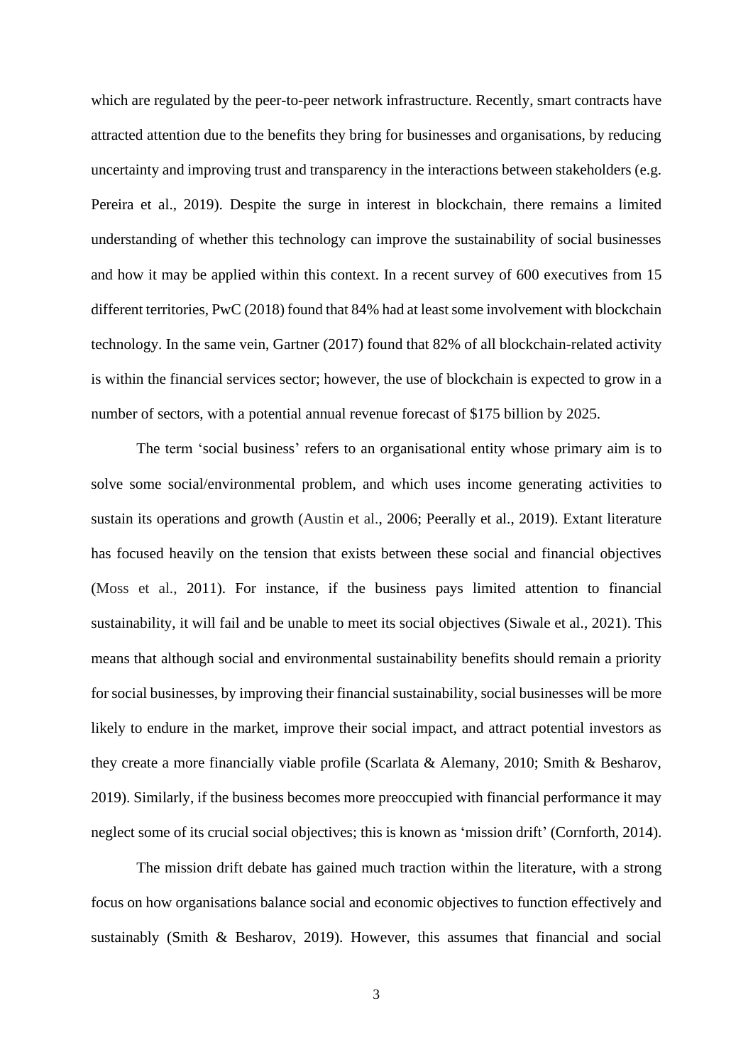which are regulated by the peer-to-peer network infrastructure. Recently, smart contracts have attracted attention due to the benefits they bring for businesses and organisations, by reducing uncertainty and improving trust and transparency in the interactions between stakeholders (e.g. Pereira et al., 2019). Despite the surge in interest in blockchain, there remains a limited understanding of whether this technology can improve the sustainability of social businesses and how it may be applied within this context. In a recent survey of 600 executives from 15 different territories, PwC (2018) found that 84% had at least some involvement with blockchain technology. In the same vein, Gartner (2017) found that 82% of all blockchain-related activity is within the financial services sector; however, the use of blockchain is expected to grow in a number of sectors, with a potential annual revenue forecast of $175 billion by 2025.

The term 'social business' refers to an organisational entity whose primary aim is to solve some social/environmental problem, and which uses income generating activities to sustain its operations and growth (Austin et al., 2006; Peerally et al., 2019). Extant literature has focused heavily on the tension that exists between these social and financial objectives (Moss et al., 2011). For instance, if the business pays limited attention to financial sustainability, it will fail and be unable to meet its social objectives (Siwale et al., 2021). This means that although social and environmental sustainability benefits should remain a priority for social businesses, by improving their financial sustainability, social businesses will be more likely to endure in the market, improve their social impact, and attract potential investors as they create a more financially viable profile (Scarlata & Alemany, 2010; Smith & Besharov, 2019). Similarly, if the business becomes more preoccupied with financial performance it may neglect some of its crucial social objectives; this is known as 'mission drift' (Cornforth, 2014).

The mission drift debate has gained much traction within the literature, with a strong focus on how organisations balance social and economic objectives to function effectively and sustainably (Smith & Besharov, 2019). However, this assumes that financial and social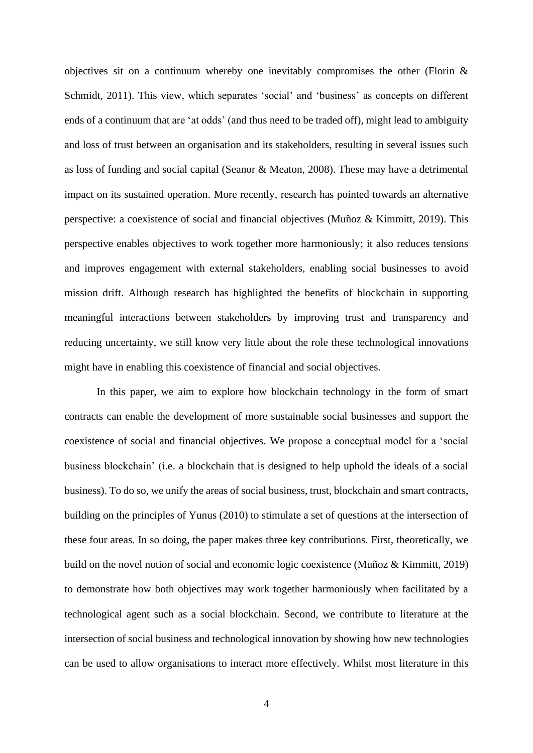objectives sit on a continuum whereby one inevitably compromises the other (Florin & Schmidt, 2011). This view, which separates 'social' and 'business' as concepts on different ends of a continuum that are 'at odds' (and thus need to be traded off), might lead to ambiguity and loss of trust between an organisation and its stakeholders, resulting in several issues such as loss of funding and social capital (Seanor & Meaton, 2008). These may have a detrimental impact on its sustained operation. More recently, research has pointed towards an alternative perspective: a coexistence of social and financial objectives (Muñoz & Kimmitt, 2019). This perspective enables objectives to work together more harmoniously; it also reduces tensions and improves engagement with external stakeholders, enabling social businesses to avoid mission drift. Although research has highlighted the benefits of blockchain in supporting meaningful interactions between stakeholders by improving trust and transparency and reducing uncertainty, we still know very little about the role these technological innovations might have in enabling this coexistence of financial and social objectives.

In this paper, we aim to explore how blockchain technology in the form of smart contracts can enable the development of more sustainable social businesses and support the coexistence of social and financial objectives. We propose a conceptual model for a 'social business blockchain' (i.e. a blockchain that is designed to help uphold the ideals of a social business). To do so, we unify the areas of social business, trust, blockchain and smart contracts, building on the principles of Yunus (2010) to stimulate a set of questions at the intersection of these four areas. In so doing, the paper makes three key contributions. First, theoretically, we build on the novel notion of social and economic logic coexistence (Muñoz & Kimmitt, 2019) to demonstrate how both objectives may work together harmoniously when facilitated by a technological agent such as a social blockchain. Second, we contribute to literature at the intersection of social business and technological innovation by showing how new technologies can be used to allow organisations to interact more effectively. Whilst most literature in this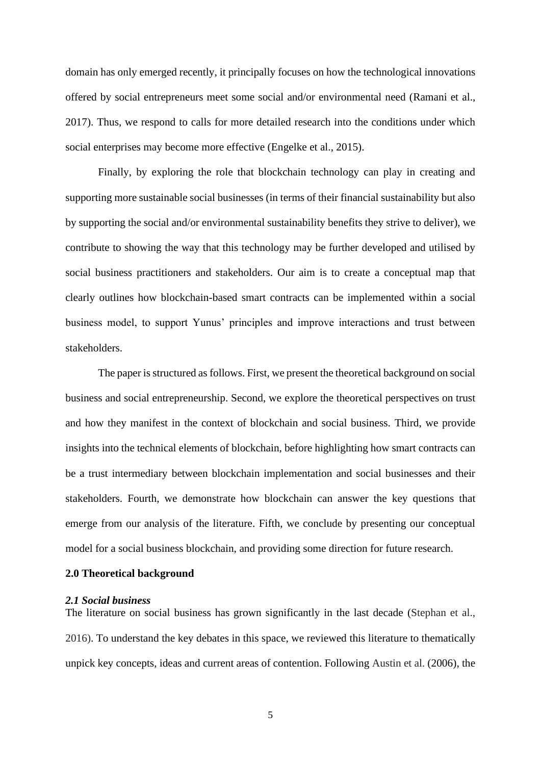domain has only emerged recently, it principally focuses on how the technological innovations offered by social entrepreneurs meet some social and/or environmental need (Ramani et al., 2017). Thus, we respond to calls for more detailed research into the conditions under which social enterprises may become more effective (Engelke et al., 2015).

Finally, by exploring the role that blockchain technology can play in creating and supporting more sustainable social businesses (in terms of their financial sustainability but also by supporting the social and/or environmental sustainability benefits they strive to deliver), we contribute to showing the way that this technology may be further developed and utilised by social business practitioners and stakeholders. Our aim is to create a conceptual map that clearly outlines how blockchain-based smart contracts can be implemented within a social business model, to support Yunus' principles and improve interactions and trust between stakeholders.

The paper is structured as follows. First, we present the theoretical background on social business and social entrepreneurship. Second, we explore the theoretical perspectives on trust and how they manifest in the context of blockchain and social business. Third, we provide insights into the technical elements of blockchain, before highlighting how smart contracts can be a trust intermediary between blockchain implementation and social businesses and their stakeholders. Fourth, we demonstrate how blockchain can answer the key questions that emerge from our analysis of the literature. Fifth, we conclude by presenting our conceptual model for a social business blockchain, and providing some direction for future research.

## 2.0 Theoretical background

### *2.1 Social business*

The literature on social business has grown significantly in the last decade (Stephan et al., 2016). To understand the key debates in this space, we reviewed this literature to thematically unpick key concepts, ideas and current areas of contention. Following Austin et al. (2006), the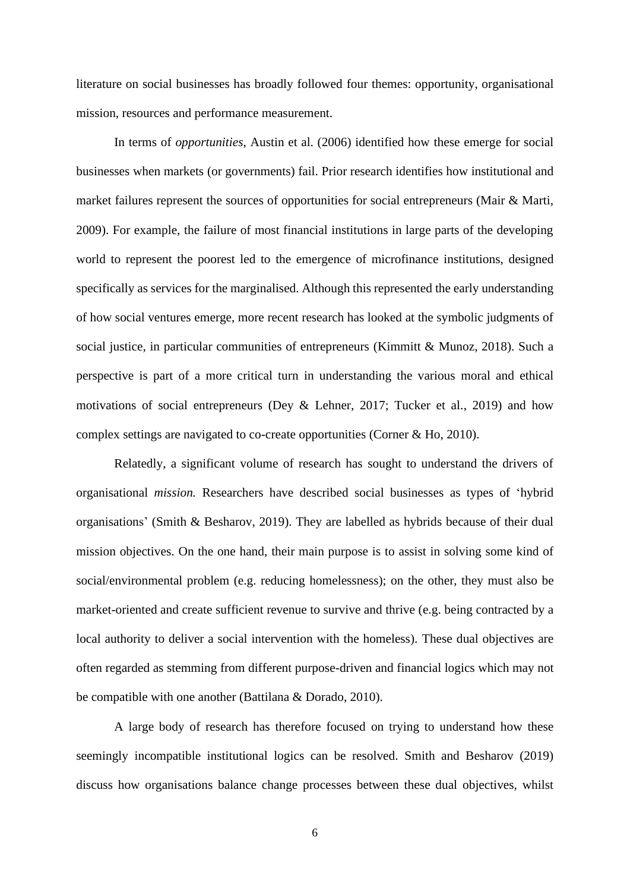literature on social businesses has broadly followed four themes: opportunity, organisational mission, resources and performance measurement.

In terms of *opportunities*, Austin et al. (2006) identified how these emerge for social businesses when markets (or governments) fail. Prior research identifies how institutional and market failures represent the sources of opportunities for social entrepreneurs (Mair & Marti, 2009). For example, the failure of most financial institutions in large parts of the developing world to represent the poorest led to the emergence of microfinance institutions, designed specifically as services for the marginalised. Although this represented the early understanding of how social ventures emerge, more recent research has looked at the symbolic judgments of social justice, in particular communities of entrepreneurs (Kimmitt & Munoz, 2018). Such a perspective is part of a more critical turn in understanding the various moral and ethical motivations of social entrepreneurs (Dey & Lehner, 2017; Tucker et al., 2019) and how complex settings are navigated to co-create opportunities (Corner & Ho, 2010).

Relatedly, a significant volume of research has sought to understand the drivers of organisational *mission.* Researchers have described social businesses as types of 'hybrid organisations' (Smith & Besharov, 2019). They are labelled as hybrids because of their dual mission objectives. On the one hand, their main purpose is to assist in solving some kind of social/environmental problem (e.g. reducing homelessness); on the other, they must also be market-oriented and create sufficient revenue to survive and thrive (e.g. being contracted by a local authority to deliver a social intervention with the homeless). These dual objectives are often regarded as stemming from different purpose-driven and financial logics which may not be compatible with one another (Battilana & Dorado, 2010).

A large body of research has therefore focused on trying to understand how these seemingly incompatible institutional logics can be resolved. Smith and Besharov (2019) discuss how organisations balance change processes between these dual objectives, whilst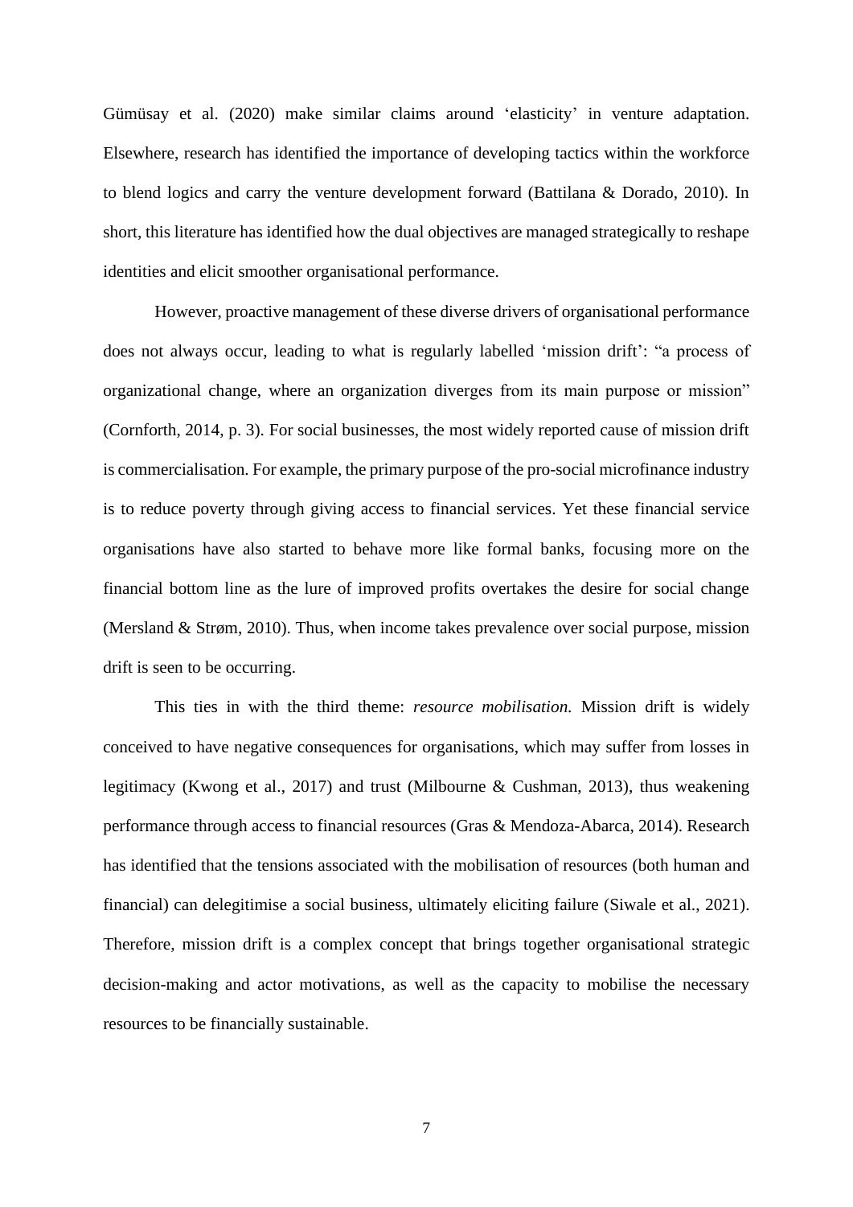Gümüsay et al. (2020) make similar claims around 'elasticity' in venture adaptation. Elsewhere, research has identified the importance of developing tactics within the workforce to blend logics and carry the venture development forward (Battilana & Dorado, 2010). In short, this literature has identified how the dual objectives are managed strategically to reshape identities and elicit smoother organisational performance.

However, proactive management of these diverse drivers of organisational performance does not always occur, leading to what is regularly labelled 'mission drift': "a process of organizational change, where an organization diverges from its main purpose or mission" (Cornforth, 2014, p. 3). For social businesses, the most widely reported cause of mission drift is commercialisation. For example, the primary purpose of the pro-social microfinance industry is to reduce poverty through giving access to financial services. Yet these financial service organisations have also started to behave more like formal banks, focusing more on the financial bottom line as the lure of improved profits overtakes the desire for social change (Mersland & Strøm, 2010). Thus, when income takes prevalence over social purpose, mission drift is seen to be occurring.

This ties in with the third theme: *resource mobilisation.* Mission drift is widely conceived to have negative consequences for organisations, which may suffer from losses in legitimacy (Kwong et al., 2017) and trust (Milbourne & Cushman, 2013), thus weakening performance through access to financial resources (Gras & Mendoza-Abarca, 2014). Research has identified that the tensions associated with the mobilisation of resources (both human and financial) can delegitimise a social business, ultimately eliciting failure (Siwale et al., 2021). Therefore, mission drift is a complex concept that brings together organisational strategic decision-making and actor motivations, as well as the capacity to mobilise the necessary resources to be financially sustainable.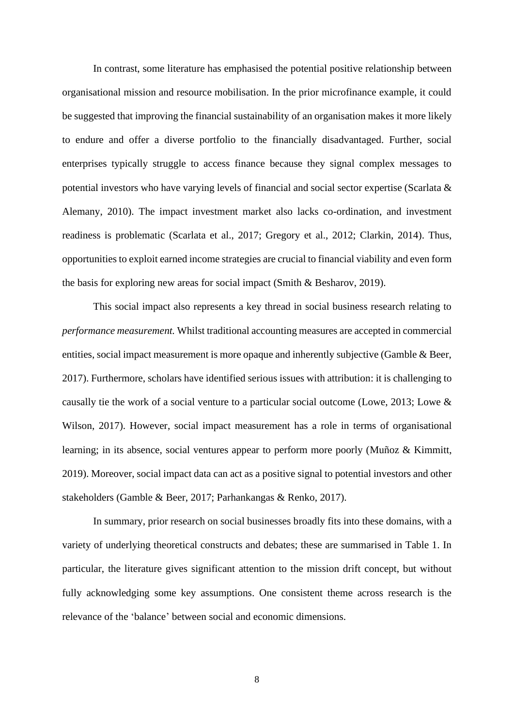In contrast, some literature has emphasised the potential positive relationship between organisational mission and resource mobilisation. In the prior microfinance example, it could be suggested that improving the financial sustainability of an organisation makes it more likely to endure and offer a diverse portfolio to the financially disadvantaged. Further, social enterprises typically struggle to access finance because they signal complex messages to potential investors who have varying levels of financial and social sector expertise (Scarlata & Alemany, 2010). The impact investment market also lacks co-ordination, and investment readiness is problematic (Scarlata et al., 2017; Gregory et al., 2012; Clarkin, 2014). Thus, opportunities to exploit earned income strategies are crucial to financial viability and even form the basis for exploring new areas for social impact (Smith & Besharov, 2019).

This social impact also represents a key thread in social business research relating to *performance measurement*. Whilst traditional accounting measures are accepted in commercial entities, social impact measurement is more opaque and inherently subjective (Gamble & Beer, 2017). Furthermore, scholars have identified serious issues with attribution: it is challenging to causally tie the work of a social venture to a particular social outcome (Lowe, 2013; Lowe & Wilson, 2017). However, social impact measurement has a role in terms of organisational learning; in its absence, social ventures appear to perform more poorly (Muñoz & Kimmitt, 2019). Moreover, social impact data can act as a positive signal to potential investors and other stakeholders (Gamble & Beer, 2017; Parhankangas & Renko, 2017).

In summary, prior research on social businesses broadly fits into these domains, with a variety of underlying theoretical constructs and debates; these are summarised in Table 1. In particular, the literature gives significant attention to the mission drift concept, but without fully acknowledging some key assumptions. One consistent theme across research is the relevance of the 'balance' between social and economic dimensions.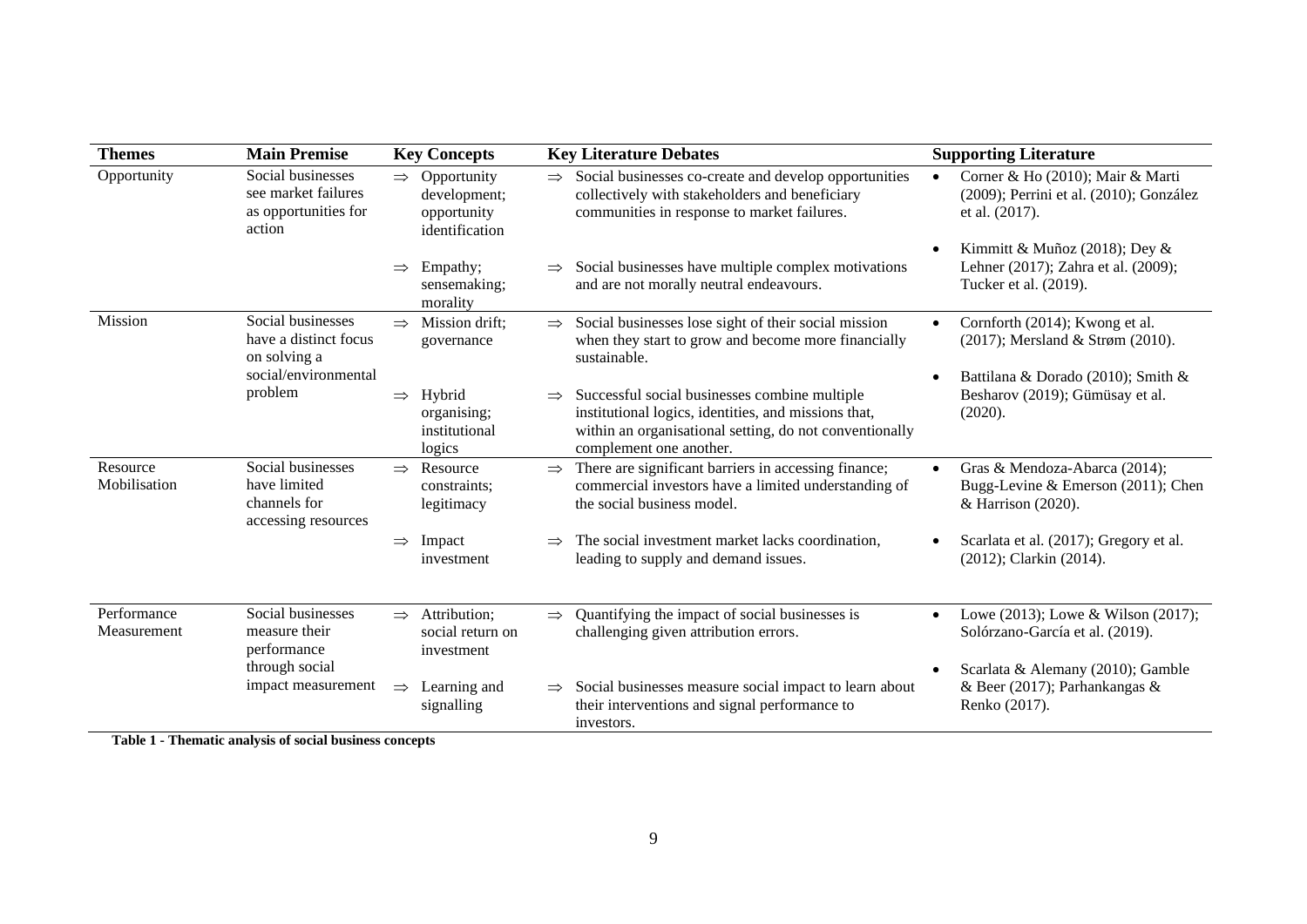| Themes | Main Premise | Key Concepts | Key Literature Debates | Supporting Literature |
|---|---|---|---|---|
| Opportunity | Social businesses see market failures as opportunities for action | ⇒ Opportunity development; opportunity identification | ⇒ Social businesses co-create and develop opportunities collectively with stakeholders and beneficiary communities in response to market failures. | • Corner & Ho (2010); Mair & Marti (2009); Perrini et al. (2010); González et al. (2017). |
| | | ⇒ Empathy; sensemaking; morality | ⇒ Social businesses have multiple complex motivations and are not morally neutral endeavours. | • Kimmitt & Muñoz (2018); Dey & Lehner (2017); Zahra et al. (2009); Tucker et al. (2019). |
| Mission | Social businesses have a distinct focus on solving a social/environmental problem | ⇒ Mission drift; governance | ⇒ Social businesses lose sight of their social mission when they start to grow and become more financially sustainable. | • Cornforth (2014); Kwong et al. (2017); Mersland & Strøm (2010). |
| | | ⇒ Hybrid organising; institutional logics | ⇒ Successful social businesses combine multiple institutional logics, identities, and missions that, within an organisational setting, do not conventionally complement one another. | • Battilana & Dorado (2010); Smith & Besharov (2019); Gümüsay et al. (2020). |
| Resource Mobilisation | Social businesses have limited channels for accessing resources | ⇒ Resource constraints; legitimacy | ⇒ There are significant barriers in accessing finance; commercial investors have a limited understanding of the social business model. | • Gras & Mendoza-Abarca (2014); Bugg-Levine & Emerson (2011); Chen & Harrison (2020). |
| | | ⇒ Impact investment | ⇒ The social investment market lacks coordination, leading to supply and demand issues. | • Scarlata et al. (2017); Gregory et al. (2012); Clarkin (2014). |
| Performance Measurement | Social businesses measure their performance through social impact measurement | ⇒ Attribution; social return on investment | ⇒ Quantifying the impact of social businesses is challenging given attribution errors. | • Lowe (2013); Lowe & Wilson (2017); Solórzano-García et al. (2019). |
| | | ⇒ Learning and signalling | ⇒ Social businesses measure social impact to learn about their interventions and signal performance to investors. | • Scarlata & Alemany (2010); Gamble & Beer (2017); Parhankangas & Renko (2017). |

**Table 1 - Thematic analysis of social business concepts**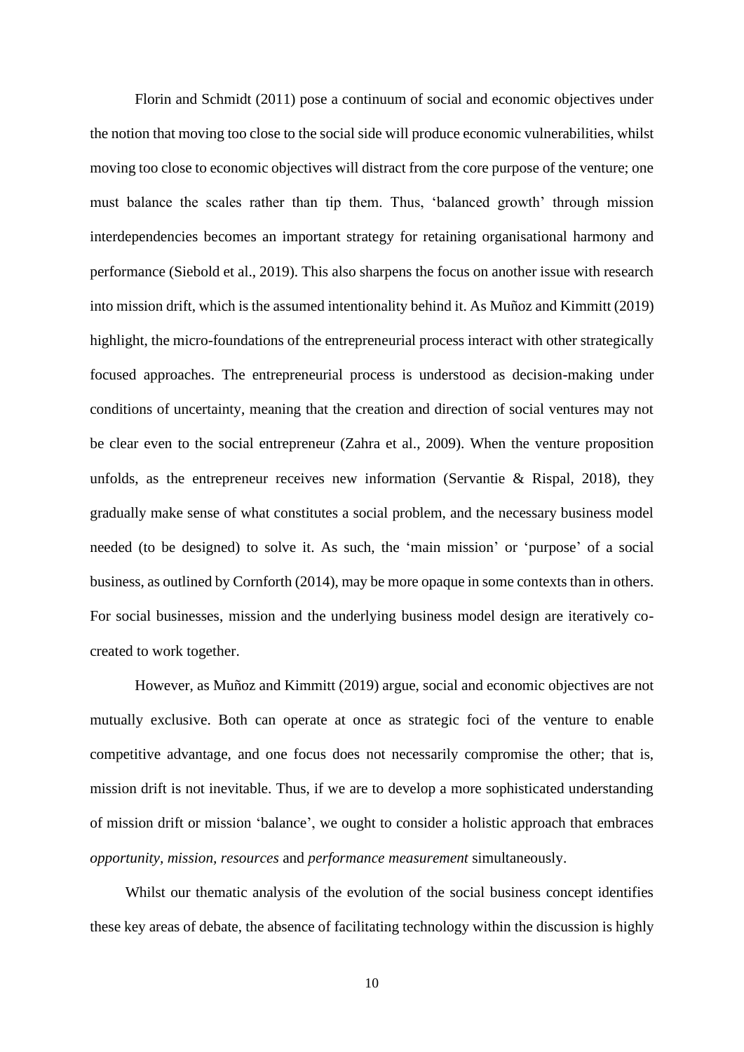Florin and Schmidt (2011) pose a continuum of social and economic objectives under the notion that moving too close to the social side will produce economic vulnerabilities, whilst moving too close to economic objectives will distract from the core purpose of the venture; one must balance the scales rather than tip them. Thus, 'balanced growth' through mission interdependencies becomes an important strategy for retaining organisational harmony and performance (Siebold et al., 2019). This also sharpens the focus on another issue with research into mission drift, which is the assumed intentionality behind it. As Muñoz and Kimmitt (2019) highlight, the micro-foundations of the entrepreneurial process interact with other strategically focused approaches. The entrepreneurial process is understood as decision-making under conditions of uncertainty, meaning that the creation and direction of social ventures may not be clear even to the social entrepreneur (Zahra et al., 2009). When the venture proposition unfolds, as the entrepreneur receives new information (Servantie & Rispal, 2018), they gradually make sense of what constitutes a social problem, and the necessary business model needed (to be designed) to solve it. As such, the 'main mission' or 'purpose' of a social business, as outlined by Cornforth (2014), may be more opaque in some contexts than in others. For social businesses, mission and the underlying business model design are iteratively co-created to work together.

However, as Muñoz and Kimmitt (2019) argue, social and economic objectives are not mutually exclusive. Both can operate at once as strategic foci of the venture to enable competitive advantage, and one focus does not necessarily compromise the other; that is, mission drift is not inevitable. Thus, if we are to develop a more sophisticated understanding of mission drift or mission 'balance', we ought to consider a holistic approach that embraces *opportunity, mission, resources* and *performance measurement* simultaneously.

Whilst our thematic analysis of the evolution of the social business concept identifies these key areas of debate, the absence of facilitating technology within the discussion is highly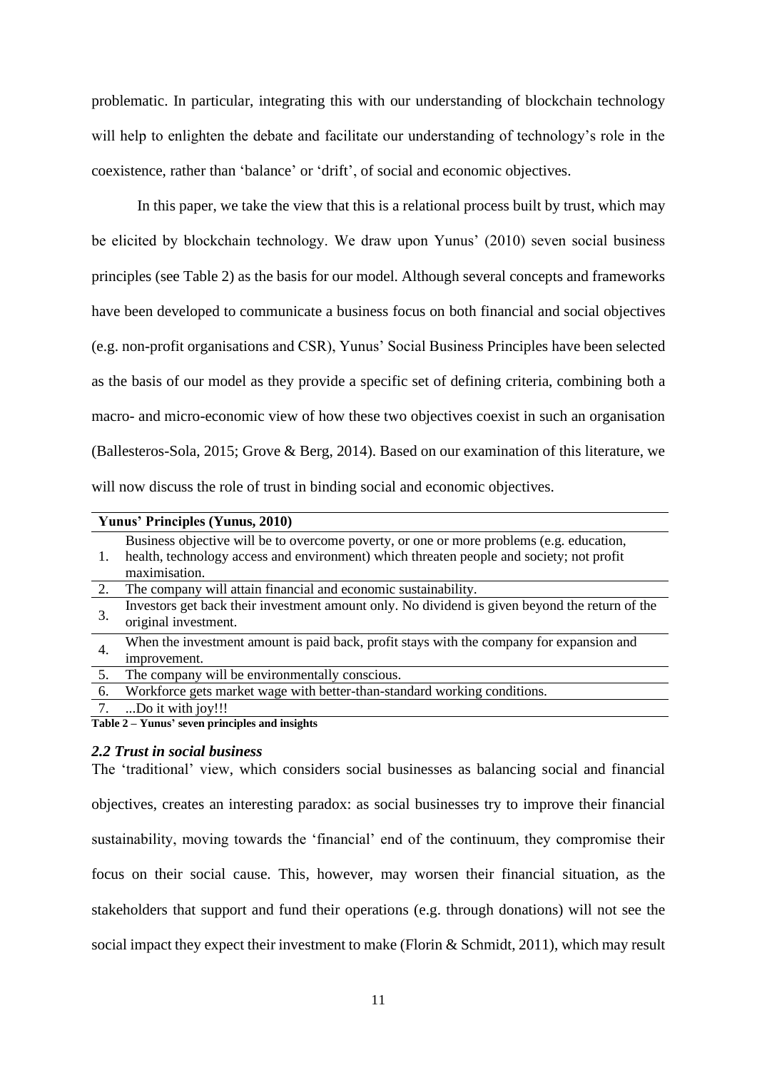problematic. In particular, integrating this with our understanding of blockchain technology will help to enlighten the debate and facilitate our understanding of technology's role in the coexistence, rather than 'balance' or 'drift', of social and economic objectives.

In this paper, we take the view that this is a relational process built by trust, which may be elicited by blockchain technology. We draw upon Yunus' (2010) seven social business principles (see Table 2) as the basis for our model. Although several concepts and frameworks have been developed to communicate a business focus on both financial and social objectives (e.g. non-profit organisations and CSR), Yunus' Social Business Principles have been selected as the basis of our model as they provide a specific set of defining criteria, combining both a macro- and micro-economic view of how these two objectives coexist in such an organisation (Ballesteros-Sola, 2015; Grove & Berg, 2014). Based on our examination of this literature, we will now discuss the role of trust in binding social and economic objectives.

| | **Yunus' Principles (Yunus, 2010)** |
|---|---|
| 1. | Business objective will be to overcome poverty, or one or more problems (e.g. education, health, technology access and environment) which threaten people and society; not profit maximisation. |
| 2. | The company will attain financial and economic sustainability. |
| 3. | Investors get back their investment amount only. No dividend is given beyond the return of the original investment. |
| 4. | When the investment amount is paid back, profit stays with the company for expansion and improvement. |
| 5. | The company will be environmentally conscious. |
| 6. | Workforce gets market wage with better-than-standard working conditions. |
| 7. | ...Do it with joy!!! |

**Table 2 – Yunus' seven principles and insights**

### *2.2 Trust in social business*

The 'traditional' view, which considers social businesses as balancing social and financial objectives, creates an interesting paradox: as social businesses try to improve their financial sustainability, moving towards the 'financial' end of the continuum, they compromise their focus on their social cause. This, however, may worsen their financial situation, as the stakeholders that support and fund their operations (e.g. through donations) will not see the social impact they expect their investment to make (Florin & Schmidt, 2011), which may result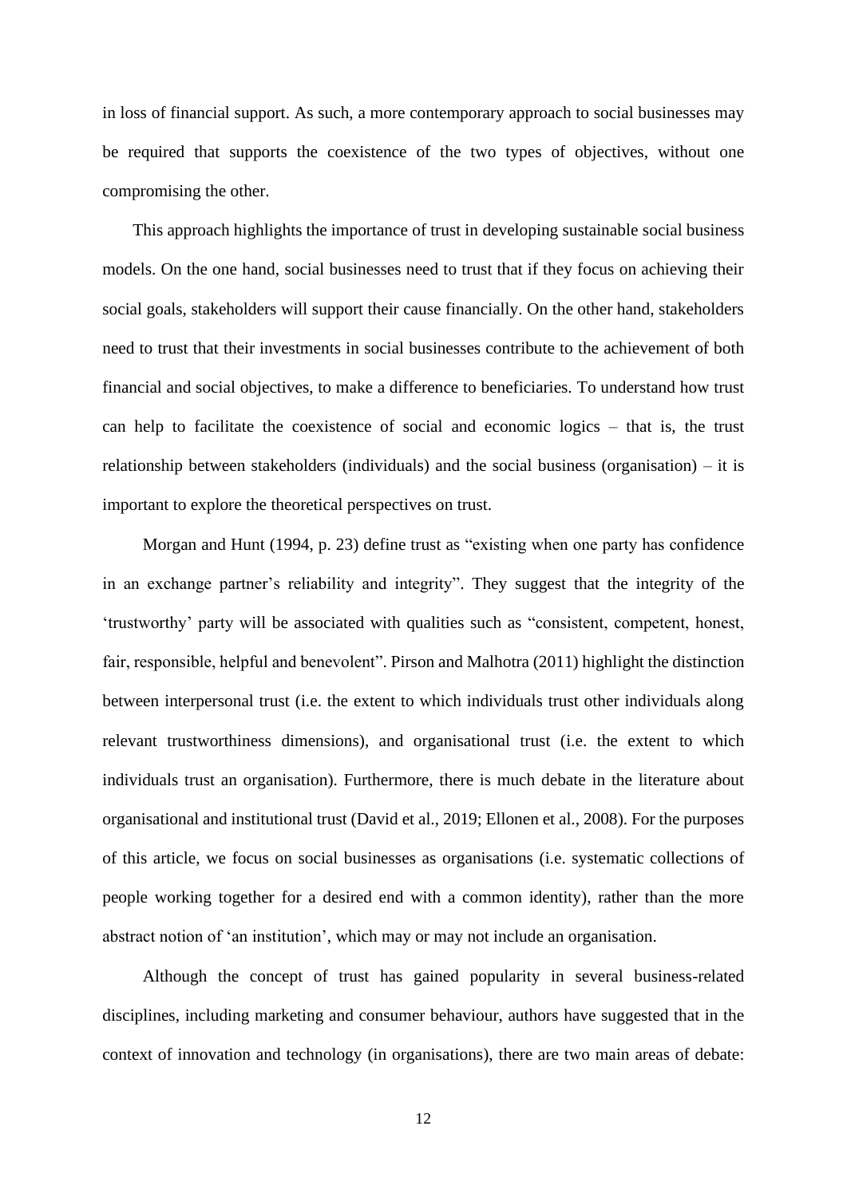in loss of financial support. As such, a more contemporary approach to social businesses may be required that supports the coexistence of the two types of objectives, without one compromising the other.

This approach highlights the importance of trust in developing sustainable social business models. On the one hand, social businesses need to trust that if they focus on achieving their social goals, stakeholders will support their cause financially. On the other hand, stakeholders need to trust that their investments in social businesses contribute to the achievement of both financial and social objectives, to make a difference to beneficiaries. To understand how trust can help to facilitate the coexistence of social and economic logics – that is, the trust relationship between stakeholders (individuals) and the social business (organisation) – it is important to explore the theoretical perspectives on trust.

Morgan and Hunt (1994, p. 23) define trust as "existing when one party has confidence in an exchange partner's reliability and integrity". They suggest that the integrity of the 'trustworthy' party will be associated with qualities such as "consistent, competent, honest, fair, responsible, helpful and benevolent". Pirson and Malhotra (2011) highlight the distinction between interpersonal trust (i.e. the extent to which individuals trust other individuals along relevant trustworthiness dimensions), and organisational trust (i.e. the extent to which individuals trust an organisation). Furthermore, there is much debate in the literature about organisational and institutional trust (David et al., 2019; Ellonen et al., 2008). For the purposes of this article, we focus on social businesses as organisations (i.e. systematic collections of people working together for a desired end with a common identity), rather than the more abstract notion of 'an institution', which may or may not include an organisation.

Although the concept of trust has gained popularity in several business-related disciplines, including marketing and consumer behaviour, authors have suggested that in the context of innovation and technology (in organisations), there are two main areas of debate: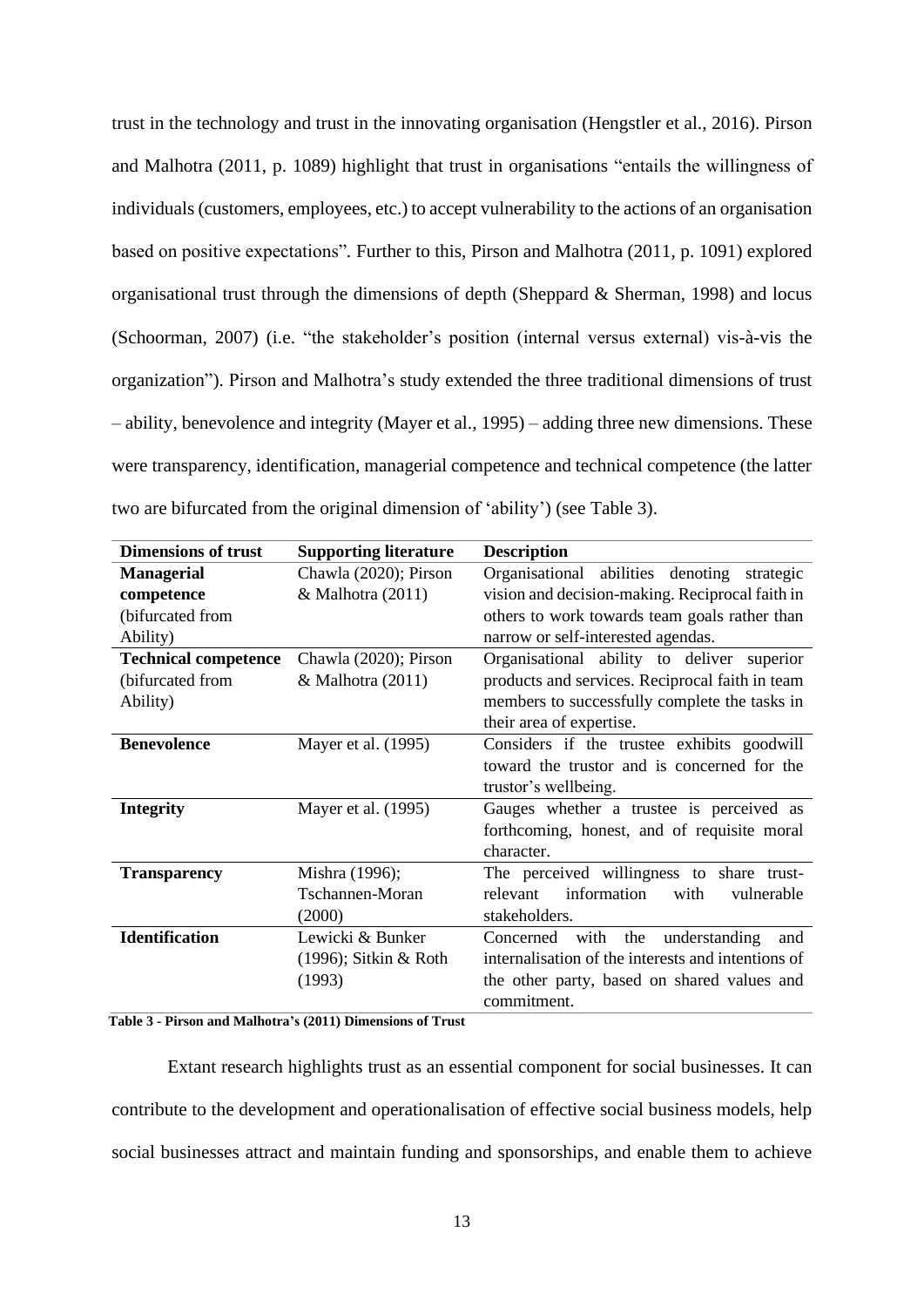trust in the technology and trust in the innovating organisation (Hengstler et al., 2016). Pirson and Malhotra (2011, p. 1089) highlight that trust in organisations "entails the willingness of individuals (customers, employees, etc.) to accept vulnerability to the actions of an organisation based on positive expectations". Further to this, Pirson and Malhotra (2011, p. 1091) explored organisational trust through the dimensions of depth (Sheppard & Sherman, 1998) and locus (Schoorman, 2007) (i.e. "the stakeholder's position (internal versus external) vis-à-vis the organization"). Pirson and Malhotra's study extended the three traditional dimensions of trust – ability, benevolence and integrity (Mayer et al., 1995) – adding three new dimensions. These were transparency, identification, managerial competence and technical competence (the latter two are bifurcated from the original dimension of 'ability') (see Table 3).

| Dimensions of trust | Supporting literature | Description |
|---|---|---|
| **Managerial competence** (bifurcated from Ability) | Chawla (2020); Pirson & Malhotra (2011) | Organisational abilities denoting strategic vision and decision-making. Reciprocal faith in others to work towards team goals rather than narrow or self-interested agendas. |
| **Technical competence** (bifurcated from Ability) | Chawla (2020); Pirson & Malhotra (2011) | Organisational ability to deliver superior products and services. Reciprocal faith in team members to successfully complete the tasks in their area of expertise. |
| **Benevolence** | Mayer et al. (1995) | Considers if the trustee exhibits goodwill toward the trustor and is concerned for the trustor's wellbeing. |
| **Integrity** | Mayer et al. (1995) | Gauges whether a trustee is perceived as forthcoming, honest, and of requisite moral character. |
| **Transparency** | Mishra (1996); Tschannen-Moran (2000) | The perceived willingness to share trust-relevant information with vulnerable stakeholders. |
| **Identification** | Lewicki & Bunker (1996); Sitkin & Roth (1993) | Concerned with the understanding and internalisation of the interests and intentions of the other party, based on shared values and commitment. |

**Table 3 - Pirson and Malhotra's (2011) Dimensions of Trust**

Extant research highlights trust as an essential component for social businesses. It can contribute to the development and operationalisation of effective social business models, help social businesses attract and maintain funding and sponsorships, and enable them to achieve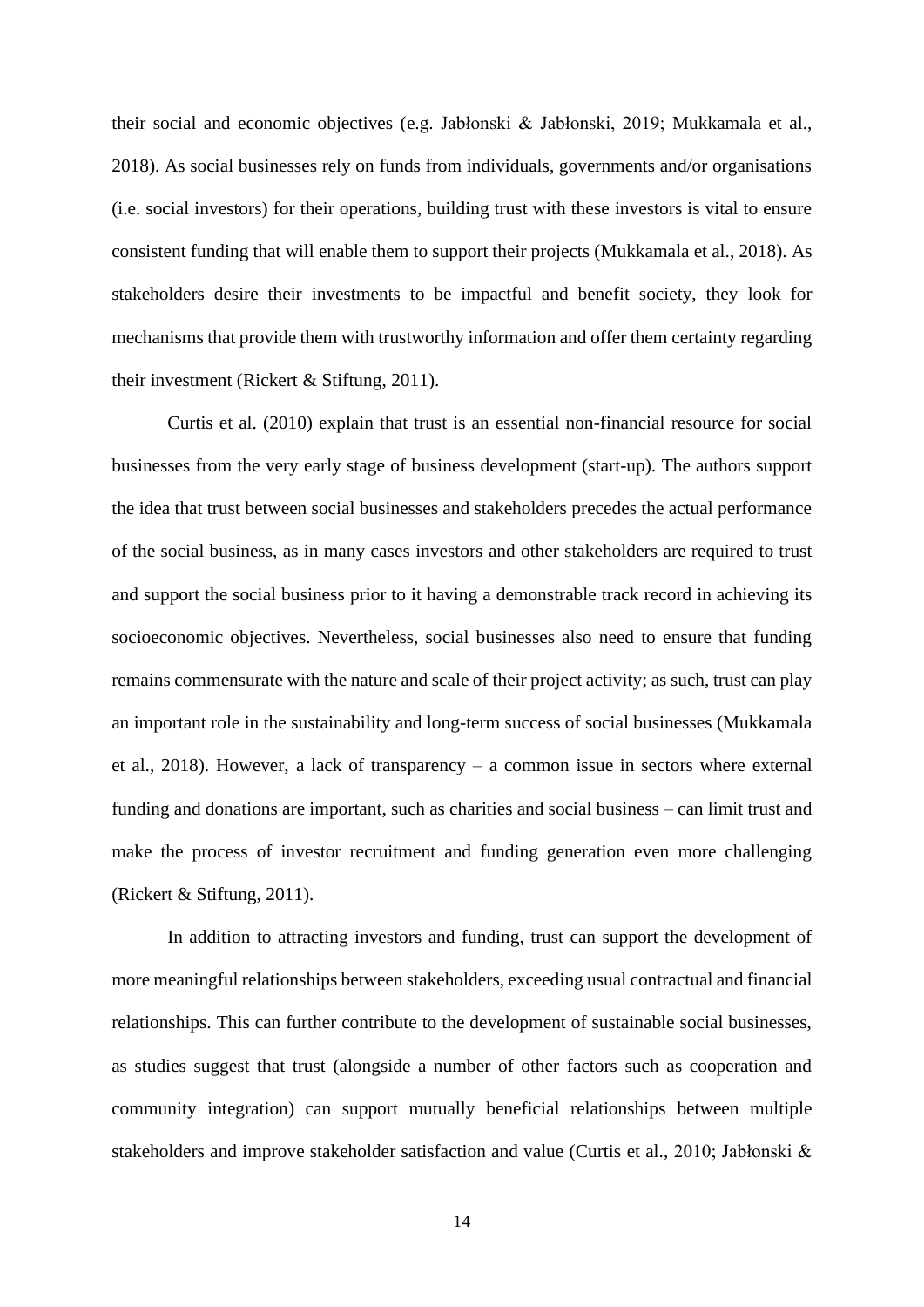their social and economic objectives (e.g. Jabłonski & Jabłonski, 2019; Mukkamala et al., 2018). As social businesses rely on funds from individuals, governments and/or organisations (i.e. social investors) for their operations, building trust with these investors is vital to ensure consistent funding that will enable them to support their projects (Mukkamala et al., 2018). As stakeholders desire their investments to be impactful and benefit society, they look for mechanisms that provide them with trustworthy information and offer them certainty regarding their investment (Rickert & Stiftung, 2011).

Curtis et al. (2010) explain that trust is an essential non-financial resource for social businesses from the very early stage of business development (start-up). The authors support the idea that trust between social businesses and stakeholders precedes the actual performance of the social business, as in many cases investors and other stakeholders are required to trust and support the social business prior to it having a demonstrable track record in achieving its socioeconomic objectives. Nevertheless, social businesses also need to ensure that funding remains commensurate with the nature and scale of their project activity; as such, trust can play an important role in the sustainability and long-term success of social businesses (Mukkamala et al., 2018). However, a lack of transparency – a common issue in sectors where external funding and donations are important, such as charities and social business – can limit trust and make the process of investor recruitment and funding generation even more challenging (Rickert & Stiftung, 2011).

In addition to attracting investors and funding, trust can support the development of more meaningful relationships between stakeholders, exceeding usual contractual and financial relationships. This can further contribute to the development of sustainable social businesses, as studies suggest that trust (alongside a number of other factors such as cooperation and community integration) can support mutually beneficial relationships between multiple stakeholders and improve stakeholder satisfaction and value (Curtis et al., 2010; Jabłonski &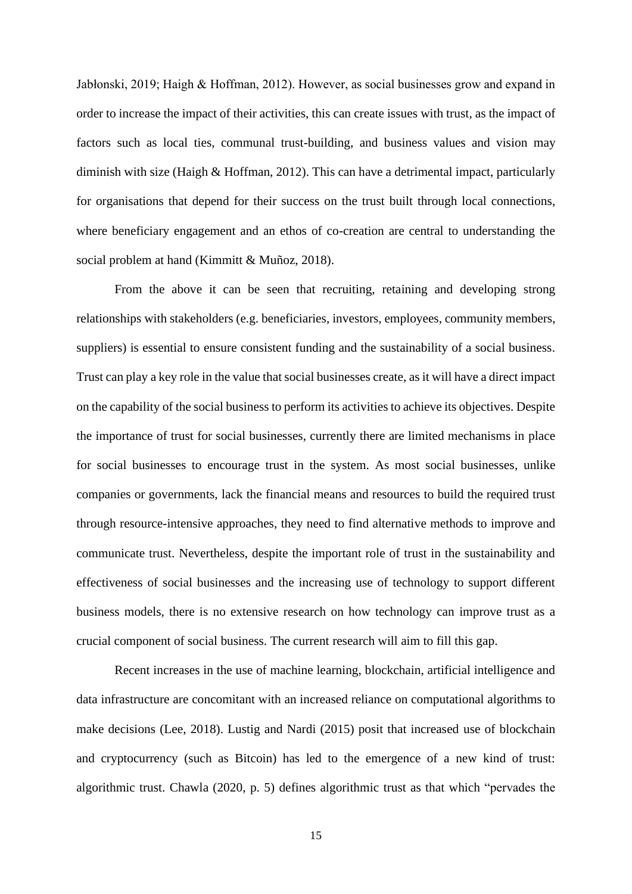Jabłonski, 2019; Haigh & Hoffman, 2012). However, as social businesses grow and expand in order to increase the impact of their activities, this can create issues with trust, as the impact of factors such as local ties, communal trust-building, and business values and vision may diminish with size (Haigh & Hoffman, 2012). This can have a detrimental impact, particularly for organisations that depend for their success on the trust built through local connections, where beneficiary engagement and an ethos of co-creation are central to understanding the social problem at hand (Kimmitt & Muñoz, 2018).

From the above it can be seen that recruiting, retaining and developing strong relationships with stakeholders (e.g. beneficiaries, investors, employees, community members, suppliers) is essential to ensure consistent funding and the sustainability of a social business. Trust can play a key role in the value that social businesses create, as it will have a direct impact on the capability of the social business to perform its activities to achieve its objectives. Despite the importance of trust for social businesses, currently there are limited mechanisms in place for social businesses to encourage trust in the system. As most social businesses, unlike companies or governments, lack the financial means and resources to build the required trust through resource-intensive approaches, they need to find alternative methods to improve and communicate trust. Nevertheless, despite the important role of trust in the sustainability and effectiveness of social businesses and the increasing use of technology to support different business models, there is no extensive research on how technology can improve trust as a crucial component of social business. The current research will aim to fill this gap.

Recent increases in the use of machine learning, blockchain, artificial intelligence and data infrastructure are concomitant with an increased reliance on computational algorithms to make decisions (Lee, 2018). Lustig and Nardi (2015) posit that increased use of blockchain and cryptocurrency (such as Bitcoin) has led to the emergence of a new kind of trust: algorithmic trust. Chawla (2020, p. 5) defines algorithmic trust as that which "pervades the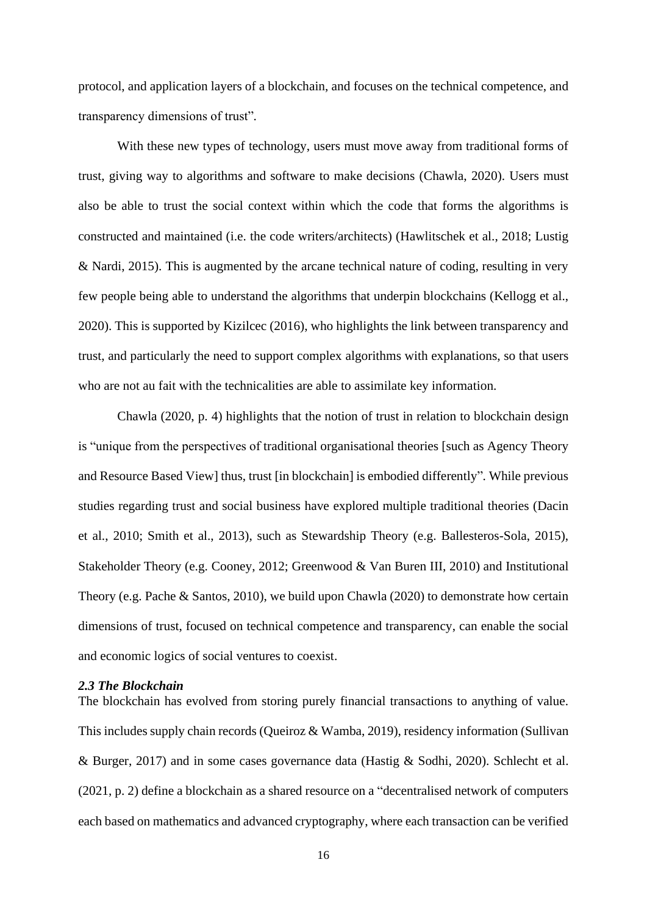protocol, and application layers of a blockchain, and focuses on the technical competence, and transparency dimensions of trust".

With these new types of technology, users must move away from traditional forms of trust, giving way to algorithms and software to make decisions (Chawla, 2020). Users must also be able to trust the social context within which the code that forms the algorithms is constructed and maintained (i.e. the code writers/architects) (Hawlitschek et al., 2018; Lustig & Nardi, 2015). This is augmented by the arcane technical nature of coding, resulting in very few people being able to understand the algorithms that underpin blockchains (Kellogg et al., 2020). This is supported by Kizilcec (2016), who highlights the link between transparency and trust, and particularly the need to support complex algorithms with explanations, so that users who are not au fait with the technicalities are able to assimilate key information.

Chawla (2020, p. 4) highlights that the notion of trust in relation to blockchain design is "unique from the perspectives of traditional organisational theories [such as Agency Theory and Resource Based View] thus, trust [in blockchain] is embodied differently". While previous studies regarding trust and social business have explored multiple traditional theories (Dacin et al., 2010; Smith et al., 2013), such as Stewardship Theory (e.g. Ballesteros-Sola, 2015), Stakeholder Theory (e.g. Cooney, 2012; Greenwood & Van Buren III, 2010) and Institutional Theory (e.g. Pache & Santos, 2010), we build upon Chawla (2020) to demonstrate how certain dimensions of trust, focused on technical competence and transparency, can enable the social and economic logics of social ventures to coexist.

### *2.3 The Blockchain*

The blockchain has evolved from storing purely financial transactions to anything of value. This includes supply chain records (Queiroz & Wamba, 2019), residency information (Sullivan & Burger, 2017) and in some cases governance data (Hastig & Sodhi, 2020). Schlecht et al. (2021, p. 2) define a blockchain as a shared resource on a "decentralised network of computers each based on mathematics and advanced cryptography, where each transaction can be verified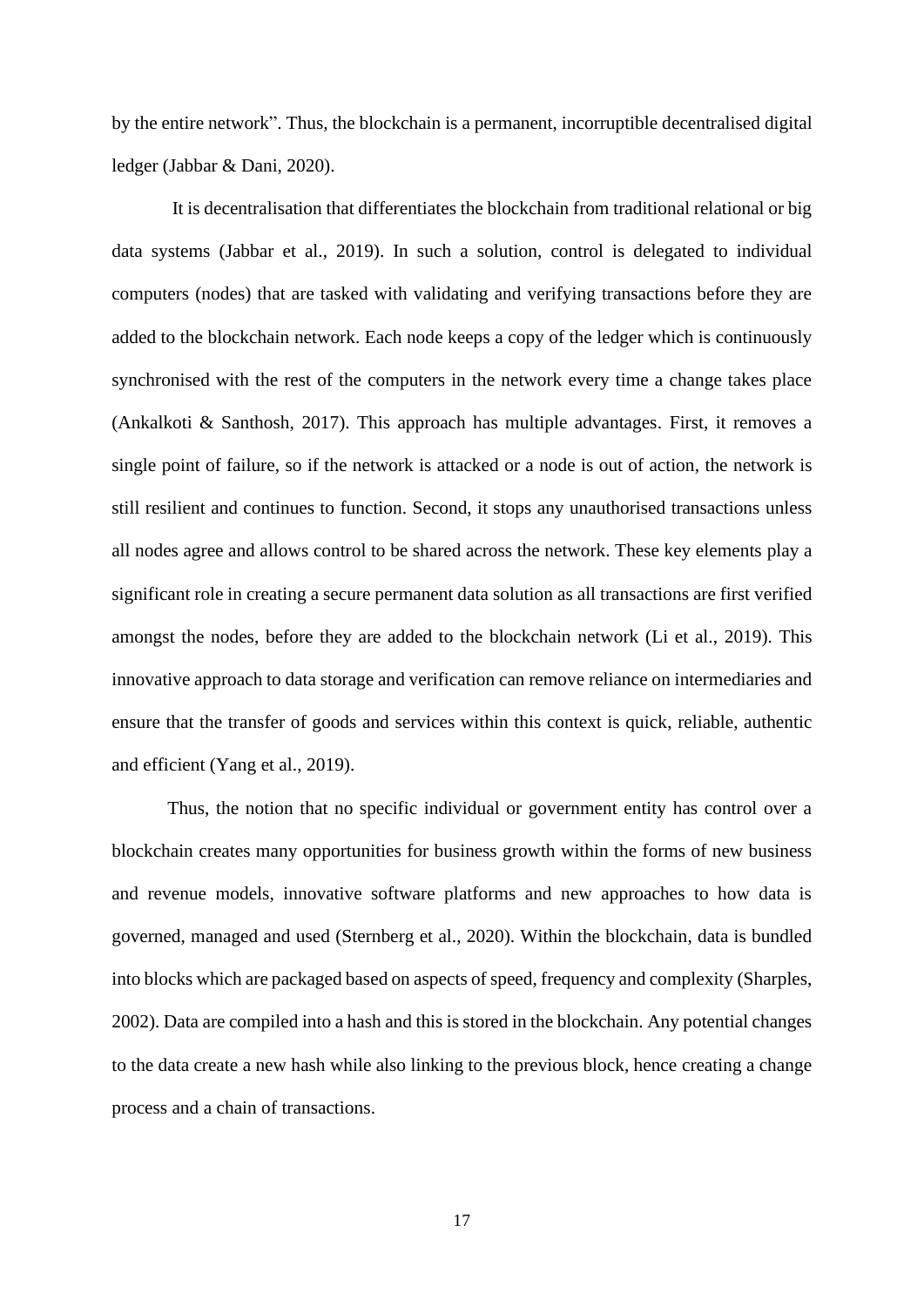by the entire network". Thus, the blockchain is a permanent, incorruptible decentralised digital ledger (Jabbar & Dani, 2020).

It is decentralisation that differentiates the blockchain from traditional relational or big data systems (Jabbar et al., 2019). In such a solution, control is delegated to individual computers (nodes) that are tasked with validating and verifying transactions before they are added to the blockchain network. Each node keeps a copy of the ledger which is continuously synchronised with the rest of the computers in the network every time a change takes place (Ankalkoti & Santhosh, 2017). This approach has multiple advantages. First, it removes a single point of failure, so if the network is attacked or a node is out of action, the network is still resilient and continues to function. Second, it stops any unauthorised transactions unless all nodes agree and allows control to be shared across the network. These key elements play a significant role in creating a secure permanent data solution as all transactions are first verified amongst the nodes, before they are added to the blockchain network (Li et al., 2019). This innovative approach to data storage and verification can remove reliance on intermediaries and ensure that the transfer of goods and services within this context is quick, reliable, authentic and efficient (Yang et al., 2019).

Thus, the notion that no specific individual or government entity has control over a blockchain creates many opportunities for business growth within the forms of new business and revenue models, innovative software platforms and new approaches to how data is governed, managed and used (Sternberg et al., 2020). Within the blockchain, data is bundled into blocks which are packaged based on aspects of speed, frequency and complexity (Sharples, 2002). Data are compiled into a hash and this is stored in the blockchain. Any potential changes to the data create a new hash while also linking to the previous block, hence creating a change process and a chain of transactions.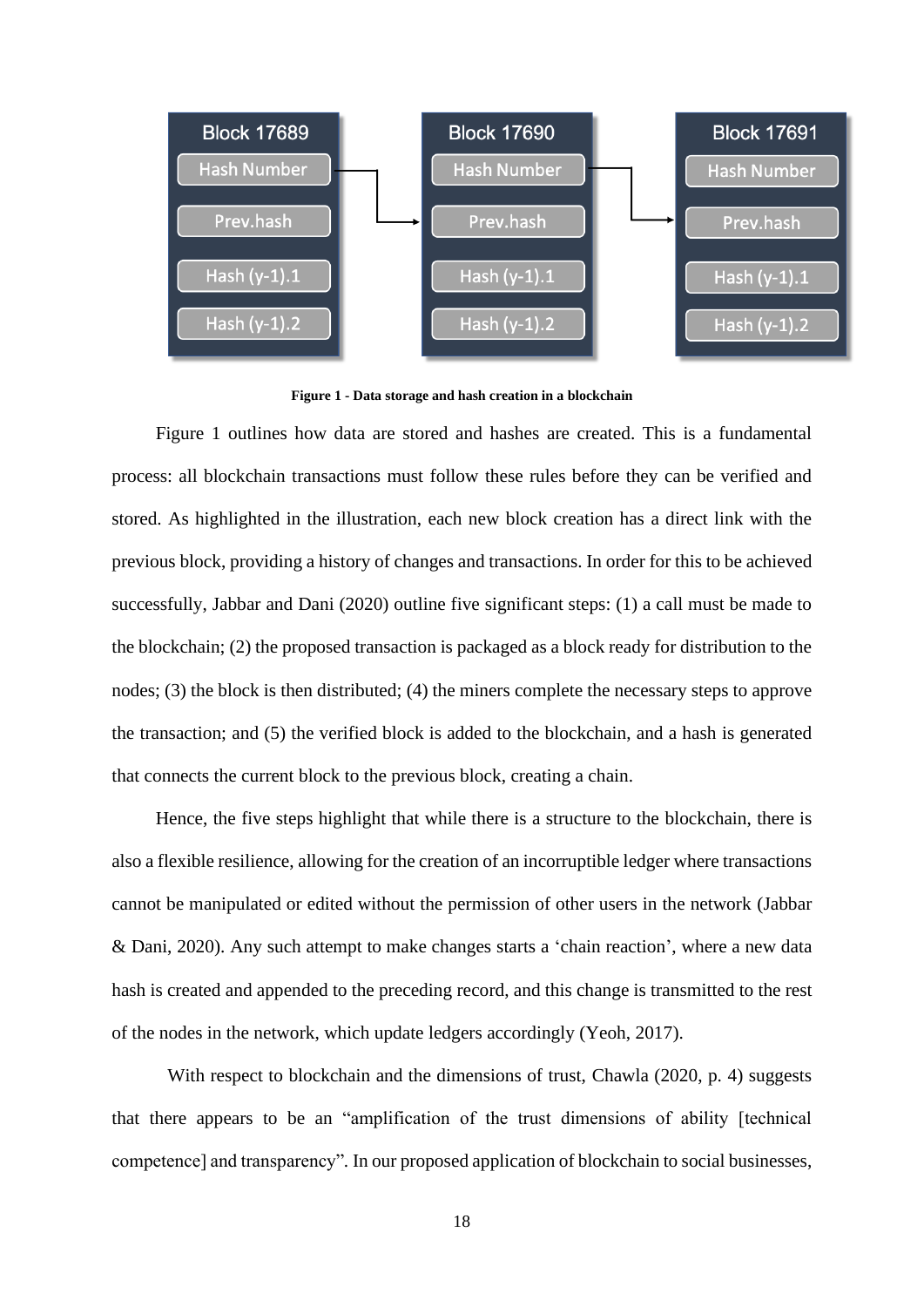Figure 1 - Data storage and hash creation in a blockchain

Figure 1 outlines how data are stored and hashes are created. This is a fundamental process: all blockchain transactions must follow these rules before they can be verified and stored. As highlighted in the illustration, each new block creation has a direct link with the previous block, providing a history of changes and transactions. In order for this to be achieved successfully, Jabbar and Dani (2020) outline five significant steps: (1) a call must be made to the blockchain; (2) the proposed transaction is packaged as a block ready for distribution to the nodes; (3) the block is then distributed; (4) the miners complete the necessary steps to approve the transaction; and (5) the verified block is added to the blockchain, and a hash is generated that connects the current block to the previous block, creating a chain.

Hence, the five steps highlight that while there is a structure to the blockchain, there is also a flexible resilience, allowing for the creation of an incorruptible ledger where transactions cannot be manipulated or edited without the permission of other users in the network (Jabbar & Dani, 2020). Any such attempt to make changes starts a 'chain reaction', where a new data hash is created and appended to the preceding record, and this change is transmitted to the rest of the nodes in the network, which update ledgers accordingly (Yeoh, 2017).

With respect to blockchain and the dimensions of trust, Chawla (2020, p. 4) suggests that there appears to be an "amplification of the trust dimensions of ability [technical competence] and transparency". In our proposed application of blockchain to social businesses,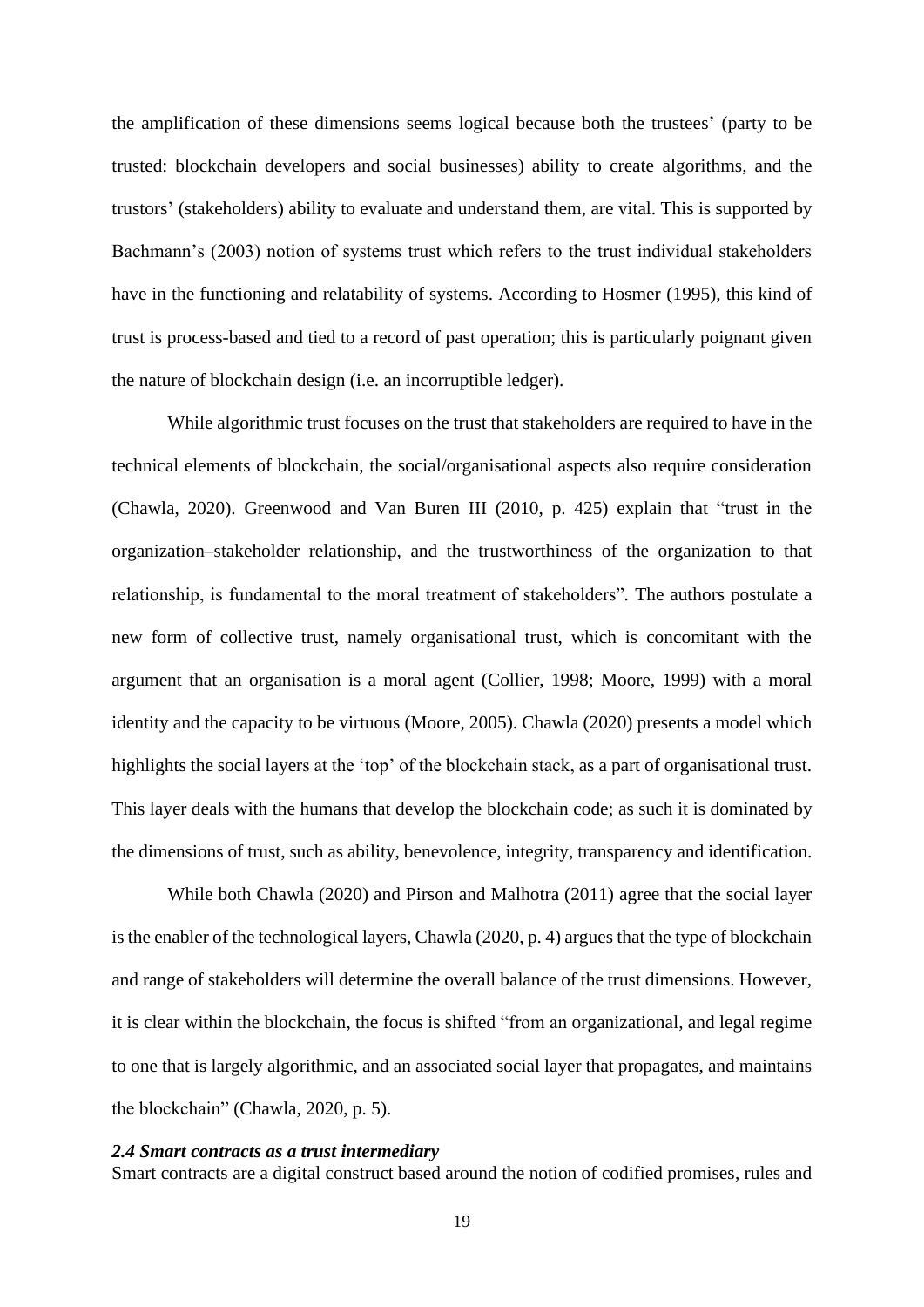the amplification of these dimensions seems logical because both the trustees' (party to be trusted: blockchain developers and social businesses) ability to create algorithms, and the trustors' (stakeholders) ability to evaluate and understand them, are vital. This is supported by Bachmann's (2003) notion of systems trust which refers to the trust individual stakeholders have in the functioning and relatability of systems. According to Hosmer (1995), this kind of trust is process-based and tied to a record of past operation; this is particularly poignant given the nature of blockchain design (i.e. an incorruptible ledger).

While algorithmic trust focuses on the trust that stakeholders are required to have in the technical elements of blockchain, the social/organisational aspects also require consideration (Chawla, 2020). Greenwood and Van Buren III (2010, p. 425) explain that "trust in the organization–stakeholder relationship, and the trustworthiness of the organization to that relationship, is fundamental to the moral treatment of stakeholders". The authors postulate a new form of collective trust, namely organisational trust, which is concomitant with the argument that an organisation is a moral agent (Collier, 1998; Moore, 1999) with a moral identity and the capacity to be virtuous (Moore, 2005). Chawla (2020) presents a model which highlights the social layers at the 'top' of the blockchain stack, as a part of organisational trust. This layer deals with the humans that develop the blockchain code; as such it is dominated by the dimensions of trust, such as ability, benevolence, integrity, transparency and identification.

While both Chawla (2020) and Pirson and Malhotra (2011) agree that the social layer is the enabler of the technological layers, Chawla (2020, p. 4) argues that the type of blockchain and range of stakeholders will determine the overall balance of the trust dimensions. However, it is clear within the blockchain, the focus is shifted "from an organizational, and legal regime to one that is largely algorithmic, and an associated social layer that propagates, and maintains the blockchain" (Chawla, 2020, p. 5).

### *2.4 Smart contracts as a trust intermediary*

Smart contracts are a digital construct based around the notion of codified promises, rules and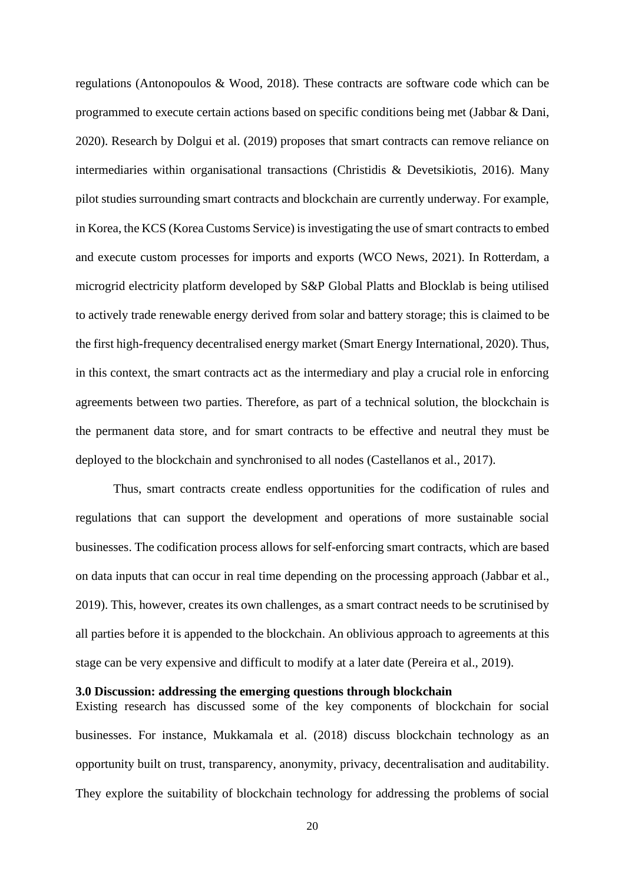regulations (Antonopoulos & Wood, 2018). These contracts are software code which can be programmed to execute certain actions based on specific conditions being met (Jabbar & Dani, 2020). Research by Dolgui et al. (2019) proposes that smart contracts can remove reliance on intermediaries within organisational transactions (Christidis & Devetsikiotis, 2016). Many pilot studies surrounding smart contracts and blockchain are currently underway. For example, in Korea, the KCS (Korea Customs Service) is investigating the use of smart contracts to embed and execute custom processes for imports and exports (WCO News, 2021). In Rotterdam, a microgrid electricity platform developed by S&P Global Platts and Blocklab is being utilised to actively trade renewable energy derived from solar and battery storage; this is claimed to be the first high-frequency decentralised energy market (Smart Energy International, 2020). Thus, in this context, the smart contracts act as the intermediary and play a crucial role in enforcing agreements between two parties. Therefore, as part of a technical solution, the blockchain is the permanent data store, and for smart contracts to be effective and neutral they must be deployed to the blockchain and synchronised to all nodes (Castellanos et al., 2017).

Thus, smart contracts create endless opportunities for the codification of rules and regulations that can support the development and operations of more sustainable social businesses. The codification process allows for self-enforcing smart contracts, which are based on data inputs that can occur in real time depending on the processing approach (Jabbar et al., 2019). This, however, creates its own challenges, as a smart contract needs to be scrutinised by all parties before it is appended to the blockchain. An oblivious approach to agreements at this stage can be very expensive and difficult to modify at a later date (Pereira et al., 2019).

## 3.0 Discussion: addressing the emerging questions through blockchain

Existing research has discussed some of the key components of blockchain for social businesses. For instance, Mukkamala et al. (2018) discuss blockchain technology as an opportunity built on trust, transparency, anonymity, privacy, decentralisation and auditability. They explore the suitability of blockchain technology for addressing the problems of social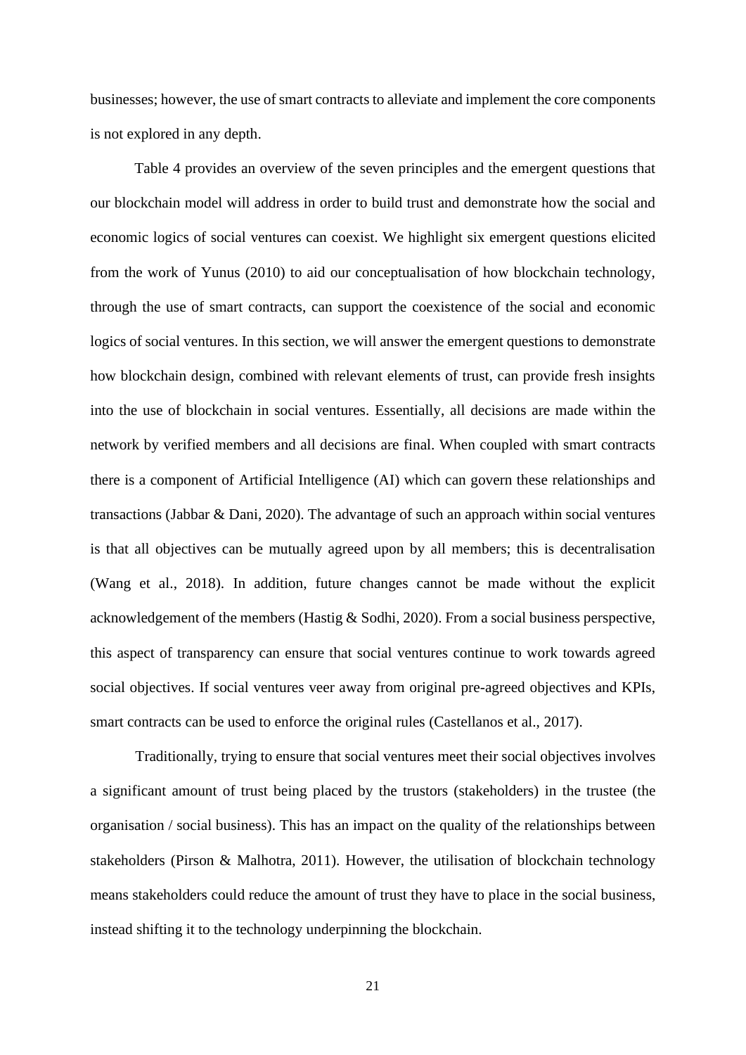businesses; however, the use of smart contracts to alleviate and implement the core components is not explored in any depth.

Table 4 provides an overview of the seven principles and the emergent questions that our blockchain model will address in order to build trust and demonstrate how the social and economic logics of social ventures can coexist. We highlight six emergent questions elicited from the work of Yunus (2010) to aid our conceptualisation of how blockchain technology, through the use of smart contracts, can support the coexistence of the social and economic logics of social ventures. In this section, we will answer the emergent questions to demonstrate how blockchain design, combined with relevant elements of trust, can provide fresh insights into the use of blockchain in social ventures. Essentially, all decisions are made within the network by verified members and all decisions are final. When coupled with smart contracts there is a component of Artificial Intelligence (AI) which can govern these relationships and transactions (Jabbar & Dani, 2020). The advantage of such an approach within social ventures is that all objectives can be mutually agreed upon by all members; this is decentralisation (Wang et al., 2018). In addition, future changes cannot be made without the explicit acknowledgement of the members (Hastig & Sodhi, 2020). From a social business perspective, this aspect of transparency can ensure that social ventures continue to work towards agreed social objectives. If social ventures veer away from original pre-agreed objectives and KPIs, smart contracts can be used to enforce the original rules (Castellanos et al., 2017).

Traditionally, trying to ensure that social ventures meet their social objectives involves a significant amount of trust being placed by the trustors (stakeholders) in the trustee (the organisation / social business). This has an impact on the quality of the relationships between stakeholders (Pirson & Malhotra, 2011). However, the utilisation of blockchain technology means stakeholders could reduce the amount of trust they have to place in the social business, instead shifting it to the technology underpinning the blockchain.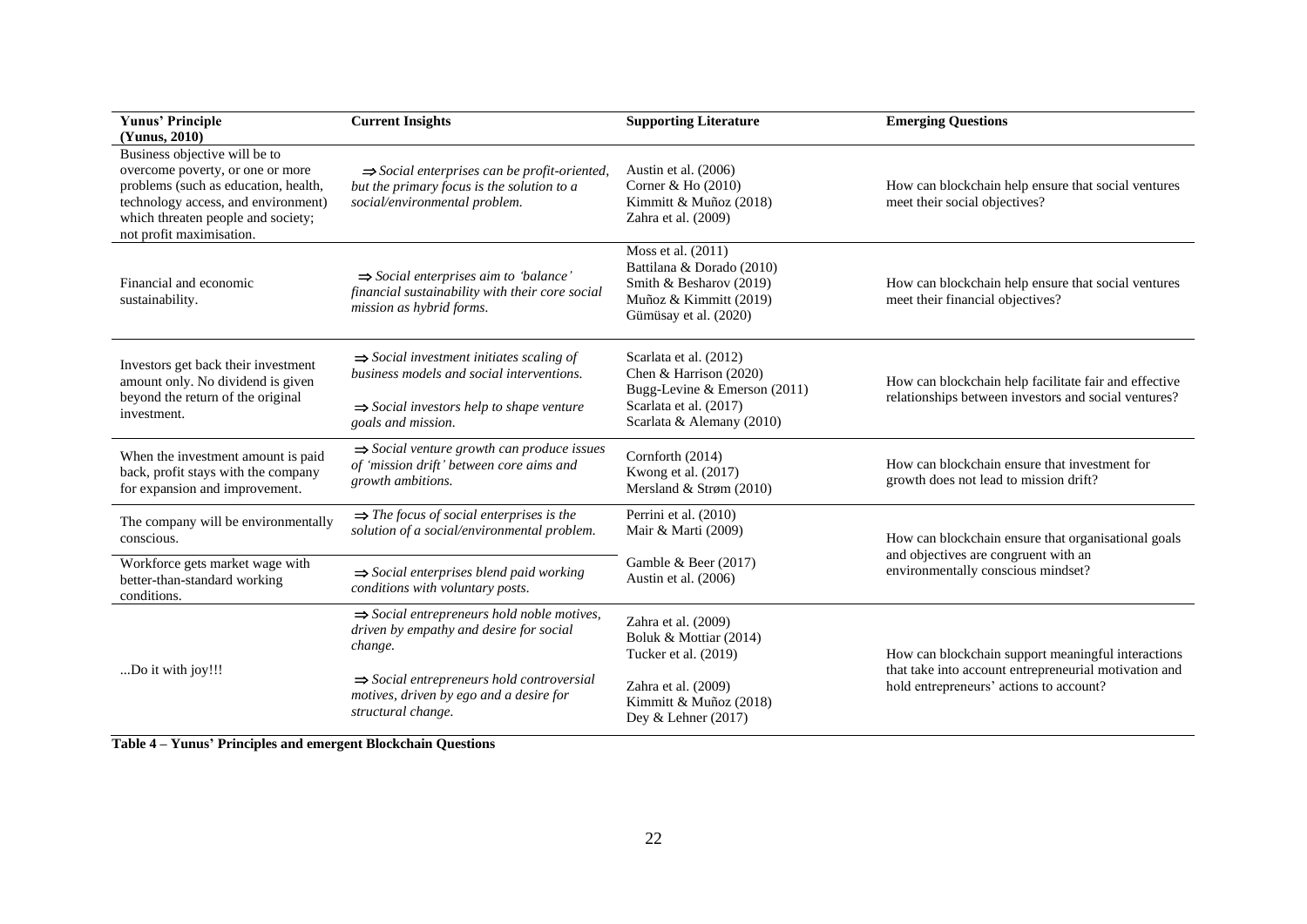| Yunus' Principle (Yunus, 2010) | Current Insights | Supporting Literature | Emerging Questions |
|---|---|---|---|
| Business objective will be to overcome poverty, or one or more problems (such as education, health, technology access, and environment) which threaten people and society; not profit maximisation. | ⇒ *Social enterprises can be profit-oriented, but the primary focus is the solution to a social/environmental problem.* | Austin et al. (2006)<br>Corner & Ho (2010)<br>Kimmitt & Muñoz (2018)<br>Zahra et al. (2009) | How can blockchain help ensure that social ventures meet their social objectives? |
| Financial and economic sustainability. | ⇒ *Social enterprises aim to 'balance' financial sustainability with their core social mission as hybrid forms.* | Moss et al. (2011)<br>Battilana & Dorado (2010)<br>Smith & Besharov (2019)<br>Muñoz & Kimmitt (2019)<br>Gümüsay et al. (2020) | How can blockchain help ensure that social ventures meet their financial objectives? |
| Investors get back their investment amount only. No dividend is given beyond the return of the original investment. | ⇒ *Social investment initiates scaling of business models and social interventions.*<br><br>⇒ *Social investors help to shape venture goals and mission.* | Scarlata et al. (2012)<br>Chen & Harrison (2020)<br>Bugg-Levine & Emerson (2011)<br>Scarlata et al. (2017)<br>Scarlata & Alemany (2010) | How can blockchain help facilitate fair and effective relationships between investors and social ventures? |
| When the investment amount is paid back, profit stays with the company for expansion and improvement. | ⇒ *Social venture growth can produce issues of 'mission drift' between core aims and growth ambitions.* | Cornforth (2014)<br>Kwong et al. (2017)<br>Mersland & Strøm (2010) | How can blockchain ensure that investment for growth does not lead to mission drift? |
| The company will be environmentally conscious. | ⇒ *The focus of social enterprises is the solution of a social/environmental problem.* | Perrini et al. (2010)<br>Mair & Marti (2009) | How can blockchain ensure that organisational goals and objectives are congruent with an environmentally conscious mindset? |
| Workforce gets market wage with better-than-standard working conditions. | ⇒ *Social enterprises blend paid working conditions with voluntary posts.* | Gamble & Beer (2017)<br>Austin et al. (2006) | |
| ...Do it with joy!!! | ⇒ *Social entrepreneurs hold noble motives, driven by empathy and desire for social change.*<br><br>⇒ *Social entrepreneurs hold controversial motives, driven by ego and a desire for structural change.* | Zahra et al. (2009)<br>Boluk & Mottiar (2014)<br>Tucker et al. (2019)<br><br>Zahra et al. (2009)<br>Kimmitt & Muñoz (2018)<br>Dey & Lehner (2017) | How can blockchain support meaningful interactions that take into account entrepreneurial motivation and hold entrepreneurs' actions to account? |

**Table 4 – Yunus' Principles and emergent Blockchain Questions**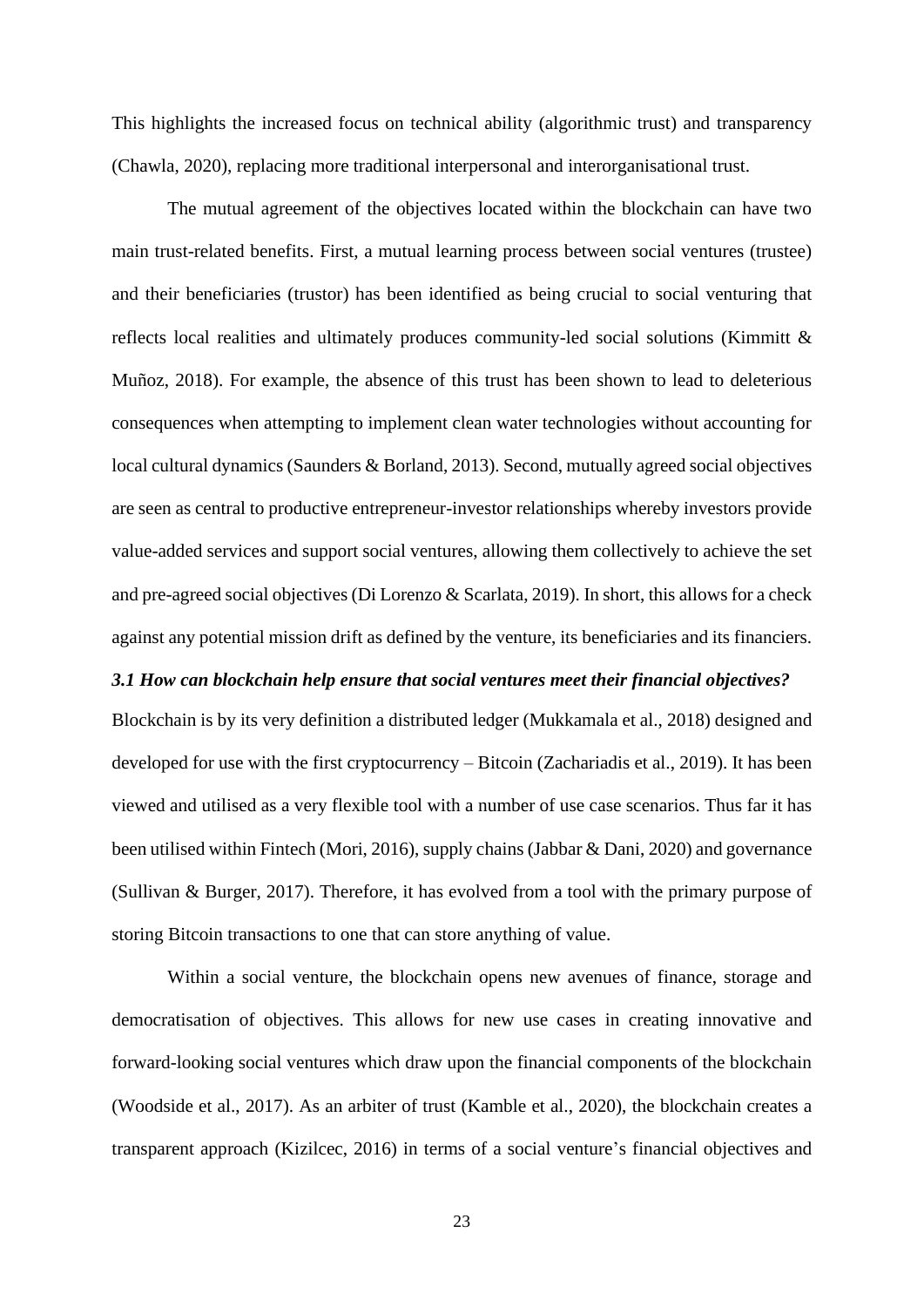This highlights the increased focus on technical ability (algorithmic trust) and transparency (Chawla, 2020), replacing more traditional interpersonal and interorganisational trust.

The mutual agreement of the objectives located within the blockchain can have two main trust-related benefits. First, a mutual learning process between social ventures (trustee) and their beneficiaries (trustor) has been identified as being crucial to social venturing that reflects local realities and ultimately produces community-led social solutions (Kimmitt & Muñoz, 2018). For example, the absence of this trust has been shown to lead to deleterious consequences when attempting to implement clean water technologies without accounting for local cultural dynamics (Saunders & Borland, 2013). Second, mutually agreed social objectives are seen as central to productive entrepreneur-investor relationships whereby investors provide value-added services and support social ventures, allowing them collectively to achieve the set and pre-agreed social objectives (Di Lorenzo & Scarlata, 2019). In short, this allows for a check against any potential mission drift as defined by the venture, its beneficiaries and its financiers.

### *3.1 How can blockchain help ensure that social ventures meet their financial objectives?*

Blockchain is by its very definition a distributed ledger (Mukkamala et al., 2018) designed and developed for use with the first cryptocurrency – Bitcoin (Zachariadis et al., 2019). It has been viewed and utilised as a very flexible tool with a number of use case scenarios. Thus far it has been utilised within Fintech (Mori, 2016), supply chains (Jabbar & Dani, 2020) and governance (Sullivan & Burger, 2017). Therefore, it has evolved from a tool with the primary purpose of storing Bitcoin transactions to one that can store anything of value.

Within a social venture, the blockchain opens new avenues of finance, storage and democratisation of objectives. This allows for new use cases in creating innovative and forward-looking social ventures which draw upon the financial components of the blockchain (Woodside et al., 2017). As an arbiter of trust (Kamble et al., 2020), the blockchain creates a transparent approach (Kizilcec, 2016) in terms of a social venture's financial objectives and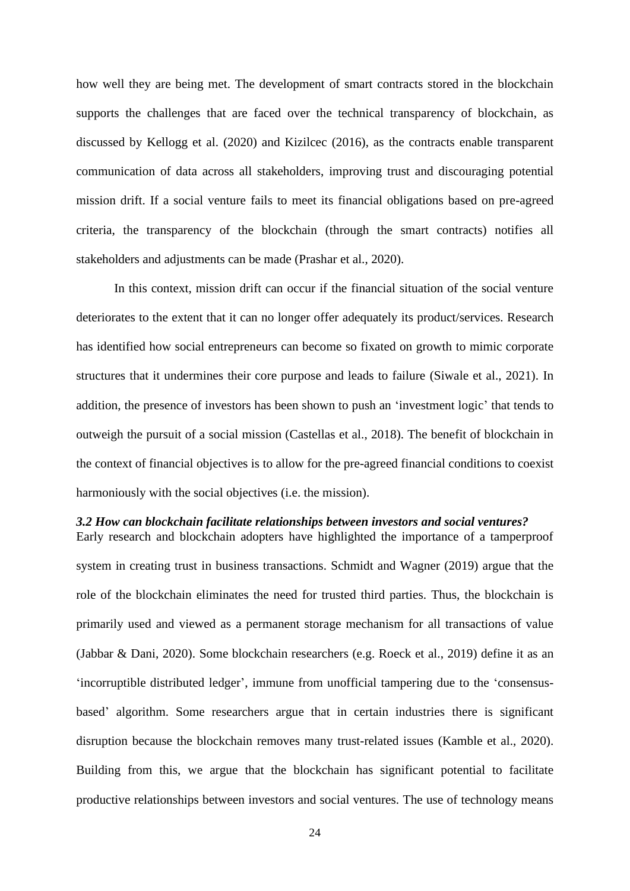how well they are being met. The development of smart contracts stored in the blockchain supports the challenges that are faced over the technical transparency of blockchain, as discussed by Kellogg et al. (2020) and Kizilcec (2016), as the contracts enable transparent communication of data across all stakeholders, improving trust and discouraging potential mission drift. If a social venture fails to meet its financial obligations based on pre-agreed criteria, the transparency of the blockchain (through the smart contracts) notifies all stakeholders and adjustments can be made (Prashar et al., 2020).

In this context, mission drift can occur if the financial situation of the social venture deteriorates to the extent that it can no longer offer adequately its product/services. Research has identified how social entrepreneurs can become so fixated on growth to mimic corporate structures that it undermines their core purpose and leads to failure (Siwale et al., 2021). In addition, the presence of investors has been shown to push an 'investment logic' that tends to outweigh the pursuit of a social mission (Castellas et al., 2018). The benefit of blockchain in the context of financial objectives is to allow for the pre-agreed financial conditions to coexist harmoniously with the social objectives (i.e. the mission).

### *3.2 How can blockchain facilitate relationships between investors and social ventures?*

Early research and blockchain adopters have highlighted the importance of a tamperproof system in creating trust in business transactions. Schmidt and Wagner (2019) argue that the role of the blockchain eliminates the need for trusted third parties. Thus, the blockchain is primarily used and viewed as a permanent storage mechanism for all transactions of value (Jabbar & Dani, 2020). Some blockchain researchers (e.g. Roeck et al., 2019) define it as an 'incorruptible distributed ledger', immune from unofficial tampering due to the 'consensus-based' algorithm. Some researchers argue that in certain industries there is significant disruption because the blockchain removes many trust-related issues (Kamble et al., 2020). Building from this, we argue that the blockchain has significant potential to facilitate productive relationships between investors and social ventures. The use of technology means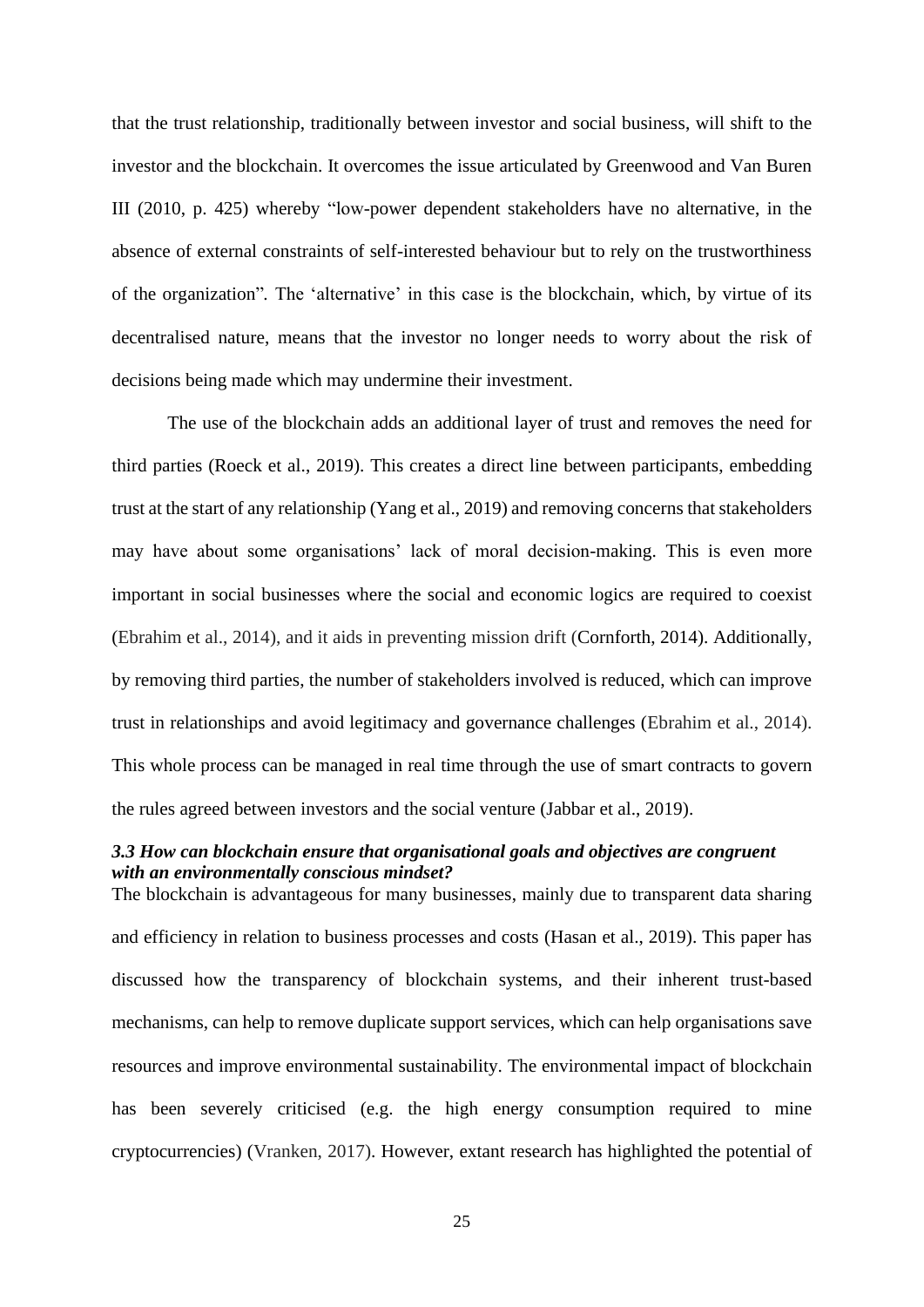that the trust relationship, traditionally between investor and social business, will shift to the investor and the blockchain. It overcomes the issue articulated by Greenwood and Van Buren III (2010, p. 425) whereby "low-power dependent stakeholders have no alternative, in the absence of external constraints of self-interested behaviour but to rely on the trustworthiness of the organization". The 'alternative' in this case is the blockchain, which, by virtue of its decentralised nature, means that the investor no longer needs to worry about the risk of decisions being made which may undermine their investment.

The use of the blockchain adds an additional layer of trust and removes the need for third parties (Roeck et al., 2019). This creates a direct line between participants, embedding trust at the start of any relationship (Yang et al., 2019) and removing concerns that stakeholders may have about some organisations' lack of moral decision-making. This is even more important in social businesses where the social and economic logics are required to coexist (Ebrahim et al., 2014), and it aids in preventing mission drift (Cornforth, 2014). Additionally, by removing third parties, the number of stakeholders involved is reduced, which can improve trust in relationships and avoid legitimacy and governance challenges (Ebrahim et al., 2014). This whole process can be managed in real time through the use of smart contracts to govern the rules agreed between investors and the social venture (Jabbar et al., 2019).

### *3.3 How can blockchain ensure that organisational goals and objectives are congruent with an environmentally conscious mindset?*

The blockchain is advantageous for many businesses, mainly due to transparent data sharing and efficiency in relation to business processes and costs (Hasan et al., 2019). This paper has discussed how the transparency of blockchain systems, and their inherent trust-based mechanisms, can help to remove duplicate support services, which can help organisations save resources and improve environmental sustainability. The environmental impact of blockchain has been severely criticised (e.g. the high energy consumption required to mine cryptocurrencies) (Vranken, 2017). However, extant research has highlighted the potential of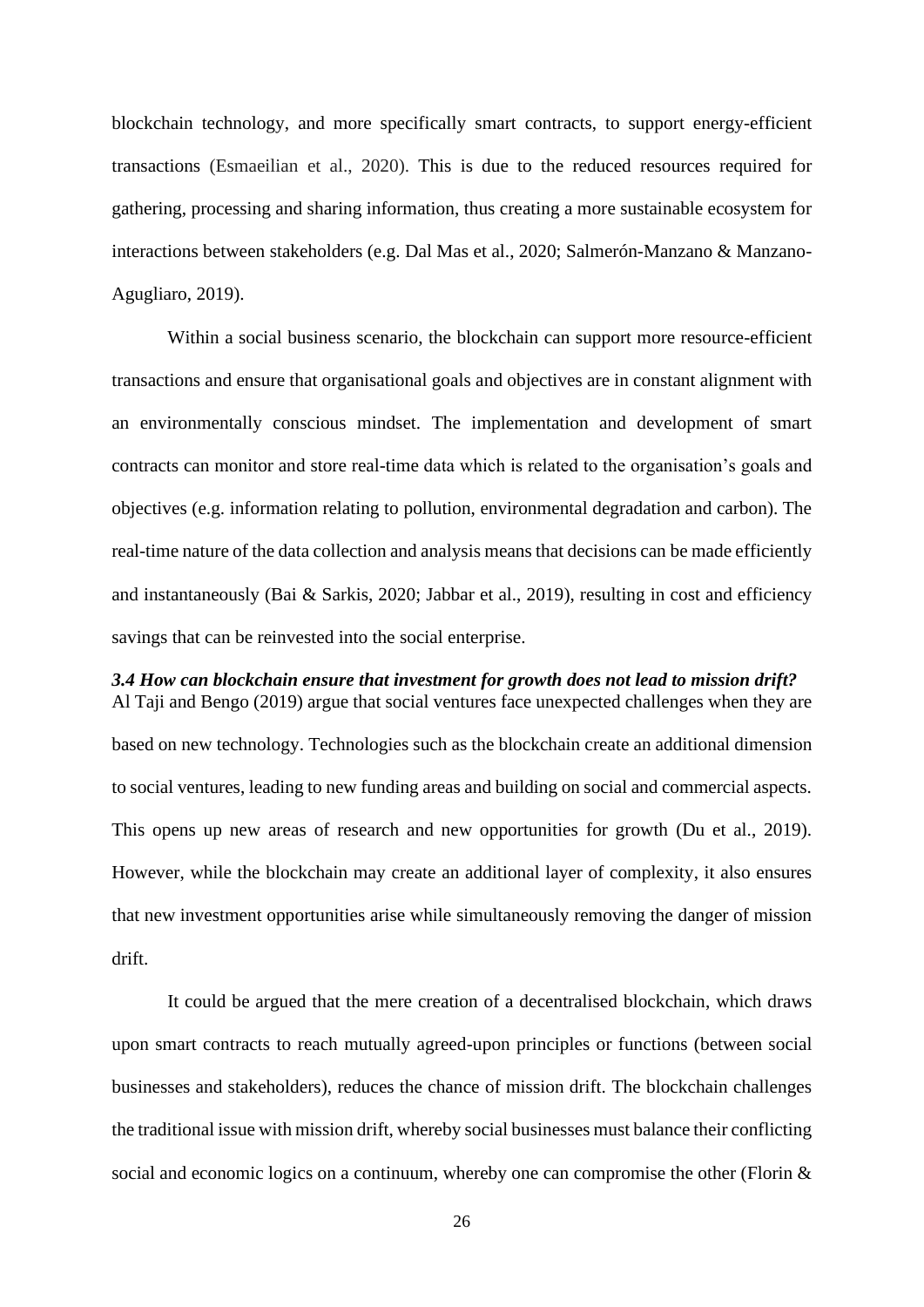blockchain technology, and more specifically smart contracts, to support energy-efficient transactions (Esmaeilian et al., 2020). This is due to the reduced resources required for gathering, processing and sharing information, thus creating a more sustainable ecosystem for interactions between stakeholders (e.g. Dal Mas et al., 2020; Salmerón-Manzano & Manzano-Agugliaro, 2019).

Within a social business scenario, the blockchain can support more resource-efficient transactions and ensure that organisational goals and objectives are in constant alignment with an environmentally conscious mindset. The implementation and development of smart contracts can monitor and store real-time data which is related to the organisation's goals and objectives (e.g. information relating to pollution, environmental degradation and carbon). The real-time nature of the data collection and analysis means that decisions can be made efficiently and instantaneously (Bai & Sarkis, 2020; Jabbar et al., 2019), resulting in cost and efficiency savings that can be reinvested into the social enterprise.

### *3.4 How can blockchain ensure that investment for growth does not lead to mission drift?*

Al Taji and Bengo (2019) argue that social ventures face unexpected challenges when they are based on new technology. Technologies such as the blockchain create an additional dimension to social ventures, leading to new funding areas and building on social and commercial aspects. This opens up new areas of research and new opportunities for growth (Du et al., 2019). However, while the blockchain may create an additional layer of complexity, it also ensures that new investment opportunities arise while simultaneously removing the danger of mission drift.

It could be argued that the mere creation of a decentralised blockchain, which draws upon smart contracts to reach mutually agreed-upon principles or functions (between social businesses and stakeholders), reduces the chance of mission drift. The blockchain challenges the traditional issue with mission drift, whereby social businesses must balance their conflicting social and economic logics on a continuum, whereby one can compromise the other (Florin &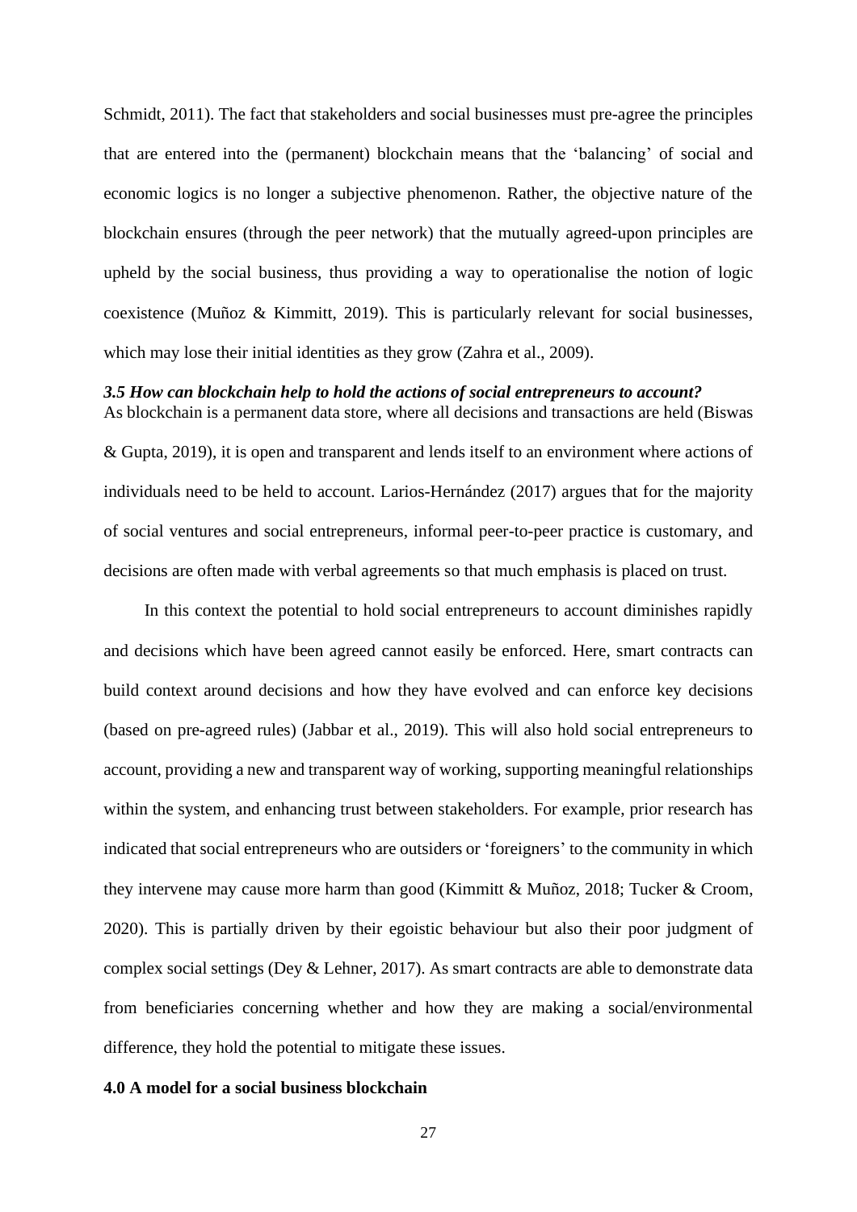Schmidt, 2011). The fact that stakeholders and social businesses must pre-agree the principles that are entered into the (permanent) blockchain means that the 'balancing' of social and economic logics is no longer a subjective phenomenon. Rather, the objective nature of the blockchain ensures (through the peer network) that the mutually agreed-upon principles are upheld by the social business, thus providing a way to operationalise the notion of logic coexistence (Muñoz & Kimmitt, 2019). This is particularly relevant for social businesses, which may lose their initial identities as they grow (Zahra et al., 2009).

### *3.5 How can blockchain help to hold the actions of social entrepreneurs to account?*

As blockchain is a permanent data store, where all decisions and transactions are held (Biswas & Gupta, 2019), it is open and transparent and lends itself to an environment where actions of individuals need to be held to account. Larios-Hernández (2017) argues that for the majority of social ventures and social entrepreneurs, informal peer-to-peer practice is customary, and decisions are often made with verbal agreements so that much emphasis is placed on trust.

In this context the potential to hold social entrepreneurs to account diminishes rapidly and decisions which have been agreed cannot easily be enforced. Here, smart contracts can build context around decisions and how they have evolved and can enforce key decisions (based on pre-agreed rules) (Jabbar et al., 2019). This will also hold social entrepreneurs to account, providing a new and transparent way of working, supporting meaningful relationships within the system, and enhancing trust between stakeholders. For example, prior research has indicated that social entrepreneurs who are outsiders or 'foreigners' to the community in which they intervene may cause more harm than good (Kimmitt & Muñoz, 2018; Tucker & Croom, 2020). This is partially driven by their egoistic behaviour but also their poor judgment of complex social settings (Dey & Lehner, 2017). As smart contracts are able to demonstrate data from beneficiaries concerning whether and how they are making a social/environmental difference, they hold the potential to mitigate these issues.

## 4.0 A model for a social business blockchain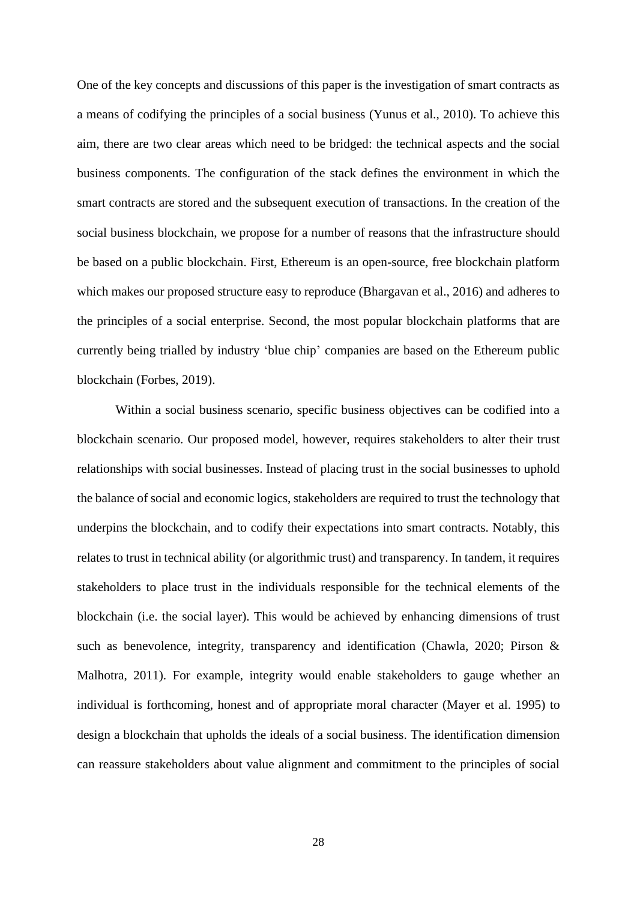One of the key concepts and discussions of this paper is the investigation of smart contracts as a means of codifying the principles of a social business (Yunus et al., 2010). To achieve this aim, there are two clear areas which need to be bridged: the technical aspects and the social business components. The configuration of the stack defines the environment in which the smart contracts are stored and the subsequent execution of transactions. In the creation of the social business blockchain, we propose for a number of reasons that the infrastructure should be based on a public blockchain. First, Ethereum is an open-source, free blockchain platform which makes our proposed structure easy to reproduce (Bhargavan et al., 2016) and adheres to the principles of a social enterprise. Second, the most popular blockchain platforms that are currently being trialled by industry 'blue chip' companies are based on the Ethereum public blockchain (Forbes, 2019).

Within a social business scenario, specific business objectives can be codified into a blockchain scenario. Our proposed model, however, requires stakeholders to alter their trust relationships with social businesses. Instead of placing trust in the social businesses to uphold the balance of social and economic logics, stakeholders are required to trust the technology that underpins the blockchain, and to codify their expectations into smart contracts. Notably, this relates to trust in technical ability (or algorithmic trust) and transparency. In tandem, it requires stakeholders to place trust in the individuals responsible for the technical elements of the blockchain (i.e. the social layer). This would be achieved by enhancing dimensions of trust such as benevolence, integrity, transparency and identification (Chawla, 2020; Pirson & Malhotra, 2011). For example, integrity would enable stakeholders to gauge whether an individual is forthcoming, honest and of appropriate moral character (Mayer et al. 1995) to design a blockchain that upholds the ideals of a social business. The identification dimension can reassure stakeholders about value alignment and commitment to the principles of social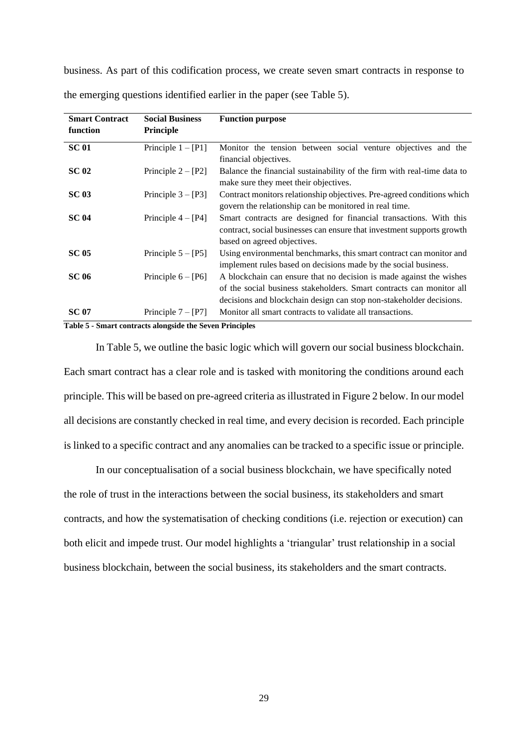business. As part of this codification process, we create seven smart contracts in response to the emerging questions identified earlier in the paper (see Table 5).

| Smart Contract function | Social Business Principle | Function purpose |
|---|---|---|
| **SC 01** | Principle 1 – [P1] | Monitor the tension between social venture objectives and the financial objectives. |
| **SC 02** | Principle 2 – [P2] | Balance the financial sustainability of the firm with real-time data to make sure they meet their objectives. |
| **SC 03** | Principle 3 – [P3] | Contract monitors relationship objectives. Pre-agreed conditions which govern the relationship can be monitored in real time. |
| **SC 04** | Principle 4 – [P4] | Smart contracts are designed for financial transactions. With this contract, social businesses can ensure that investment supports growth based on agreed objectives. |
| **SC 05** | Principle 5 – [P5] | Using environmental benchmarks, this smart contract can monitor and implement rules based on decisions made by the social business. |
| **SC 06** | Principle 6 – [P6] | A blockchain can ensure that no decision is made against the wishes of the social business stakeholders. Smart contracts can monitor all decisions and blockchain design can stop non-stakeholder decisions. |
| **SC 07** | Principle 7 – [P7] | Monitor all smart contracts to validate all transactions. |

**Table 5 - Smart contracts alongside the Seven Principles**

In Table 5, we outline the basic logic which will govern our social business blockchain. Each smart contract has a clear role and is tasked with monitoring the conditions around each principle. This will be based on pre-agreed criteria as illustrated in Figure 2 below. In our model all decisions are constantly checked in real time, and every decision is recorded. Each principle is linked to a specific contract and any anomalies can be tracked to a specific issue or principle.

In our conceptualisation of a social business blockchain, we have specifically noted the role of trust in the interactions between the social business, its stakeholders and smart contracts, and how the systematisation of checking conditions (i.e. rejection or execution) can both elicit and impede trust. Our model highlights a 'triangular' trust relationship in a social business blockchain, between the social business, its stakeholders and the smart contracts.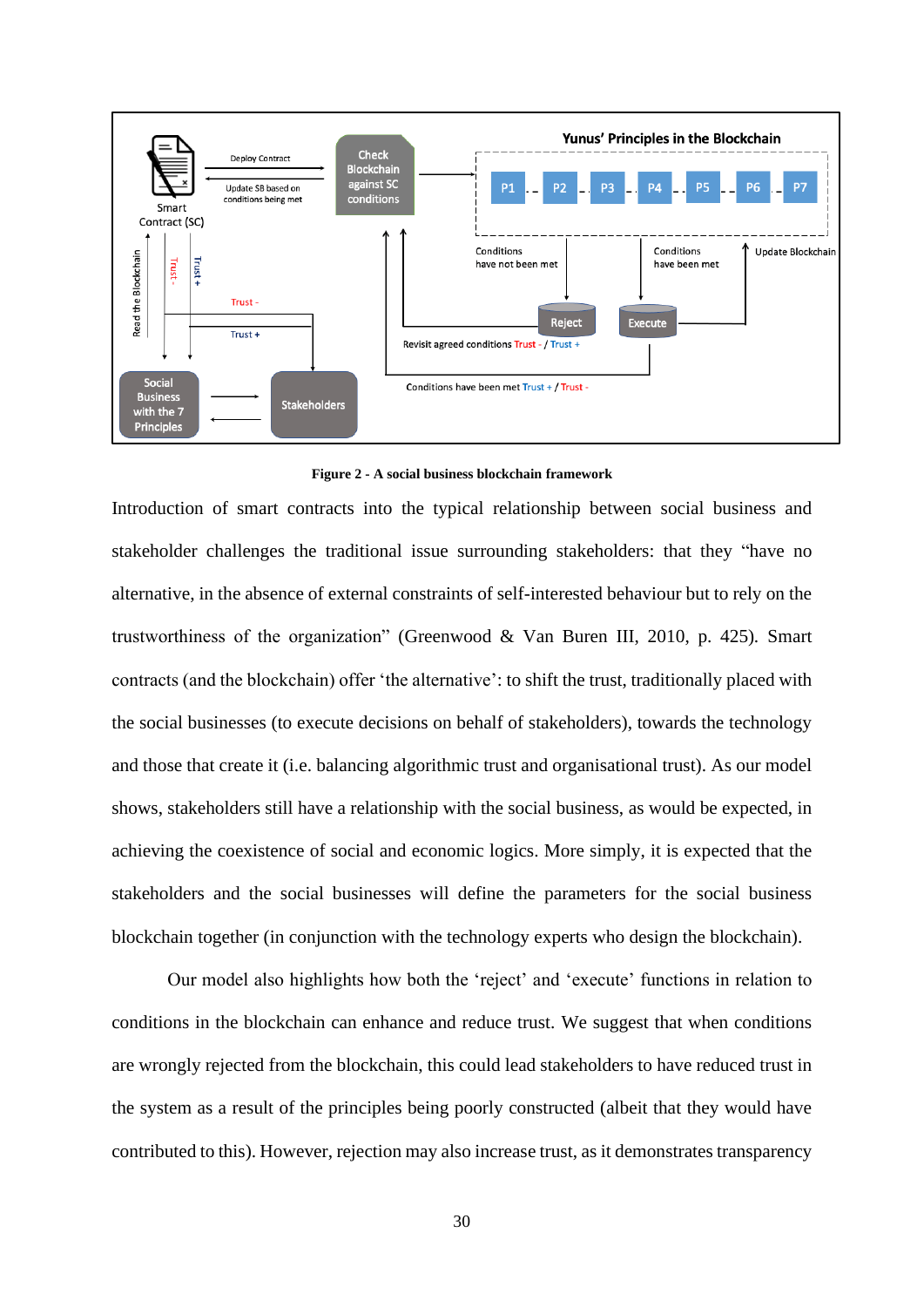**Figure 2 - A social business blockchain framework**

Introduction of smart contracts into the typical relationship between social business and stakeholder challenges the traditional issue surrounding stakeholders: that they "have no alternative, in the absence of external constraints of self-interested behaviour but to rely on the trustworthiness of the organization" (Greenwood & Van Buren III, 2010, p. 425). Smart contracts (and the blockchain) offer 'the alternative': to shift the trust, traditionally placed with the social businesses (to execute decisions on behalf of stakeholders), towards the technology and those that create it (i.e. balancing algorithmic trust and organisational trust). As our model shows, stakeholders still have a relationship with the social business, as would be expected, in achieving the coexistence of social and economic logics. More simply, it is expected that the stakeholders and the social businesses will define the parameters for the social business blockchain together (in conjunction with the technology experts who design the blockchain).

Our model also highlights how both the 'reject' and 'execute' functions in relation to conditions in the blockchain can enhance and reduce trust. We suggest that when conditions are wrongly rejected from the blockchain, this could lead stakeholders to have reduced trust in the system as a result of the principles being poorly constructed (albeit that they would have contributed to this). However, rejection may also increase trust, as it demonstrates transparency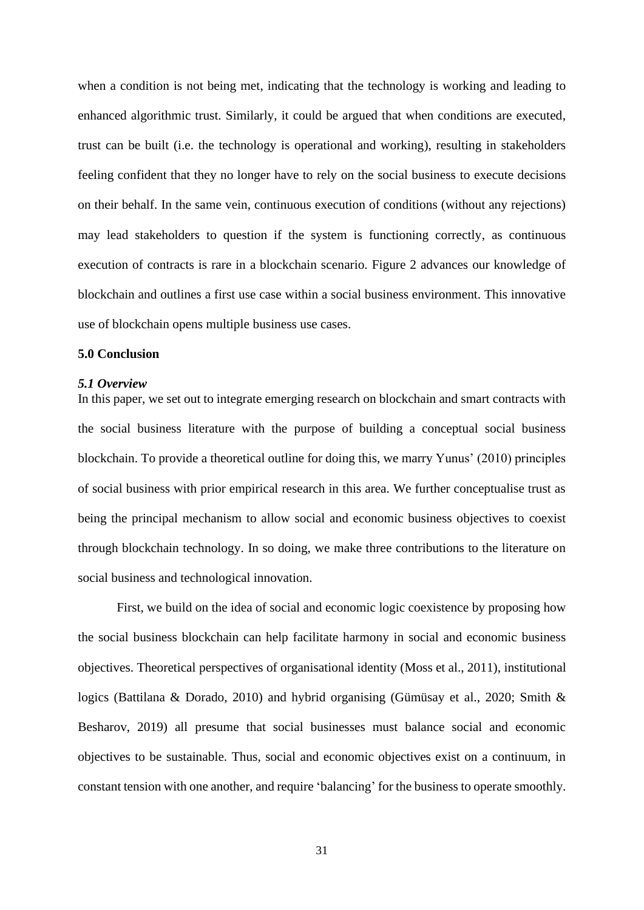when a condition is not being met, indicating that the technology is working and leading to enhanced algorithmic trust. Similarly, it could be argued that when conditions are executed, trust can be built (i.e. the technology is operational and working), resulting in stakeholders feeling confident that they no longer have to rely on the social business to execute decisions on their behalf. In the same vein, continuous execution of conditions (without any rejections) may lead stakeholders to question if the system is functioning correctly, as continuous execution of contracts is rare in a blockchain scenario. Figure 2 advances our knowledge of blockchain and outlines a first use case within a social business environment. This innovative use of blockchain opens multiple business use cases.

## 5.0 Conclusion

### *5.1 Overview*

In this paper, we set out to integrate emerging research on blockchain and smart contracts with the social business literature with the purpose of building a conceptual social business blockchain. To provide a theoretical outline for doing this, we marry Yunus' (2010) principles of social business with prior empirical research in this area. We further conceptualise trust as being the principal mechanism to allow social and economic business objectives to coexist through blockchain technology. In so doing, we make three contributions to the literature on social business and technological innovation.

First, we build on the idea of social and economic logic coexistence by proposing how the social business blockchain can help facilitate harmony in social and economic business objectives. Theoretical perspectives of organisational identity (Moss et al., 2011), institutional logics (Battilana & Dorado, 2010) and hybrid organising (Gümüsay et al., 2020; Smith & Besharov, 2019) all presume that social businesses must balance social and economic objectives to be sustainable. Thus, social and economic objectives exist on a continuum, in constant tension with one another, and require 'balancing' for the business to operate smoothly.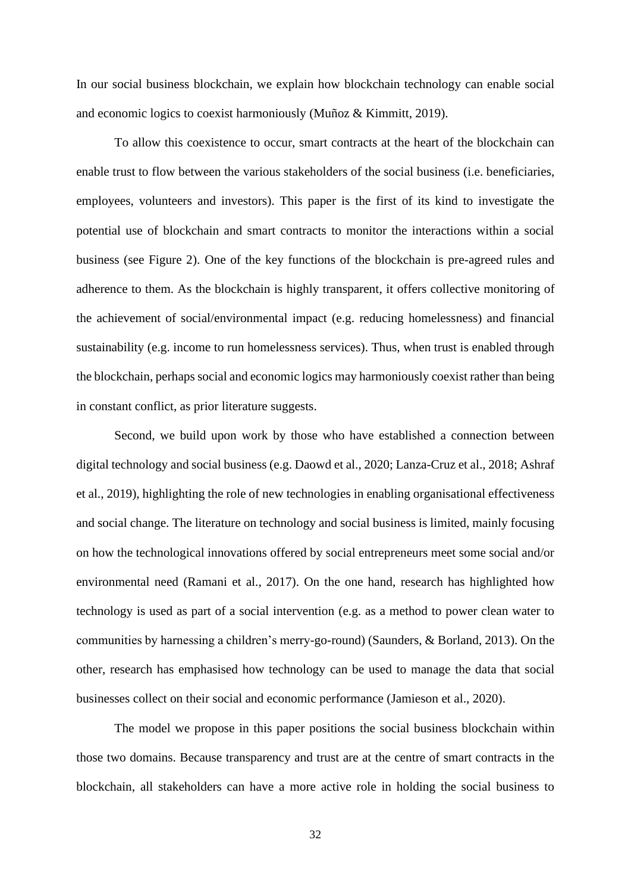In our social business blockchain, we explain how blockchain technology can enable social and economic logics to coexist harmoniously (Muñoz & Kimmitt, 2019).

To allow this coexistence to occur, smart contracts at the heart of the blockchain can enable trust to flow between the various stakeholders of the social business (i.e. beneficiaries, employees, volunteers and investors). This paper is the first of its kind to investigate the potential use of blockchain and smart contracts to monitor the interactions within a social business (see Figure 2). One of the key functions of the blockchain is pre-agreed rules and adherence to them. As the blockchain is highly transparent, it offers collective monitoring of the achievement of social/environmental impact (e.g. reducing homelessness) and financial sustainability (e.g. income to run homelessness services). Thus, when trust is enabled through the blockchain, perhaps social and economic logics may harmoniously coexist rather than being in constant conflict, as prior literature suggests.

Second, we build upon work by those who have established a connection between digital technology and social business (e.g. Daowd et al., 2020; Lanza-Cruz et al., 2018; Ashraf et al., 2019), highlighting the role of new technologies in enabling organisational effectiveness and social change. The literature on technology and social business is limited, mainly focusing on how the technological innovations offered by social entrepreneurs meet some social and/or environmental need (Ramani et al., 2017). On the one hand, research has highlighted how technology is used as part of a social intervention (e.g. as a method to power clean water to communities by harnessing a children's merry-go-round) (Saunders, & Borland, 2013). On the other, research has emphasised how technology can be used to manage the data that social businesses collect on their social and economic performance (Jamieson et al., 2020).

The model we propose in this paper positions the social business blockchain within those two domains. Because transparency and trust are at the centre of smart contracts in the blockchain, all stakeholders can have a more active role in holding the social business to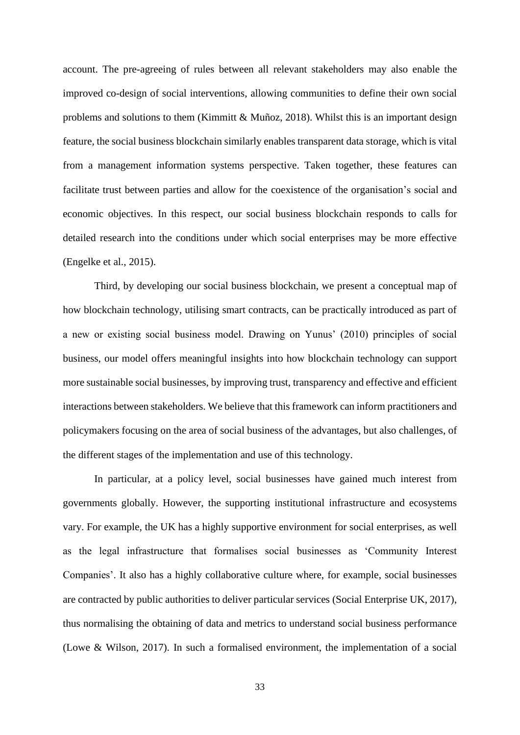account. The pre-agreeing of rules between all relevant stakeholders may also enable the improved co-design of social interventions, allowing communities to define their own social problems and solutions to them (Kimmitt & Muñoz, 2018). Whilst this is an important design feature, the social business blockchain similarly enables transparent data storage, which is vital from a management information systems perspective. Taken together, these features can facilitate trust between parties and allow for the coexistence of the organisation's social and economic objectives. In this respect, our social business blockchain responds to calls for detailed research into the conditions under which social enterprises may be more effective (Engelke et al., 2015).

Third, by developing our social business blockchain, we present a conceptual map of how blockchain technology, utilising smart contracts, can be practically introduced as part of a new or existing social business model. Drawing on Yunus' (2010) principles of social business, our model offers meaningful insights into how blockchain technology can support more sustainable social businesses, by improving trust, transparency and effective and efficient interactions between stakeholders. We believe that this framework can inform practitioners and policymakers focusing on the area of social business of the advantages, but also challenges, of the different stages of the implementation and use of this technology.

In particular, at a policy level, social businesses have gained much interest from governments globally. However, the supporting institutional infrastructure and ecosystems vary. For example, the UK has a highly supportive environment for social enterprises, as well as the legal infrastructure that formalises social businesses as 'Community Interest Companies'. It also has a highly collaborative culture where, for example, social businesses are contracted by public authorities to deliver particular services (Social Enterprise UK, 2017), thus normalising the obtaining of data and metrics to understand social business performance (Lowe & Wilson, 2017). In such a formalised environment, the implementation of a social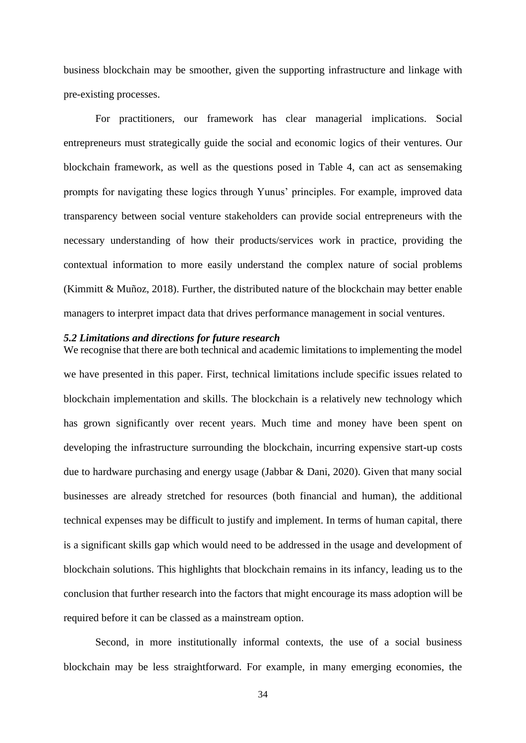business blockchain may be smoother, given the supporting infrastructure and linkage with pre-existing processes.

For practitioners, our framework has clear managerial implications. Social entrepreneurs must strategically guide the social and economic logics of their ventures. Our blockchain framework, as well as the questions posed in Table 4, can act as sensemaking prompts for navigating these logics through Yunus' principles. For example, improved data transparency between social venture stakeholders can provide social entrepreneurs with the necessary understanding of how their products/services work in practice, providing the contextual information to more easily understand the complex nature of social problems (Kimmitt & Muñoz, 2018). Further, the distributed nature of the blockchain may better enable managers to interpret impact data that drives performance management in social ventures.

### *5.2 Limitations and directions for future research*

We recognise that there are both technical and academic limitations to implementing the model we have presented in this paper. First, technical limitations include specific issues related to blockchain implementation and skills. The blockchain is a relatively new technology which has grown significantly over recent years. Much time and money have been spent on developing the infrastructure surrounding the blockchain, incurring expensive start-up costs due to hardware purchasing and energy usage (Jabbar & Dani, 2020). Given that many social businesses are already stretched for resources (both financial and human), the additional technical expenses may be difficult to justify and implement. In terms of human capital, there is a significant skills gap which would need to be addressed in the usage and development of blockchain solutions. This highlights that blockchain remains in its infancy, leading us to the conclusion that further research into the factors that might encourage its mass adoption will be required before it can be classed as a mainstream option.

Second, in more institutionally informal contexts, the use of a social business blockchain may be less straightforward. For example, in many emerging economies, the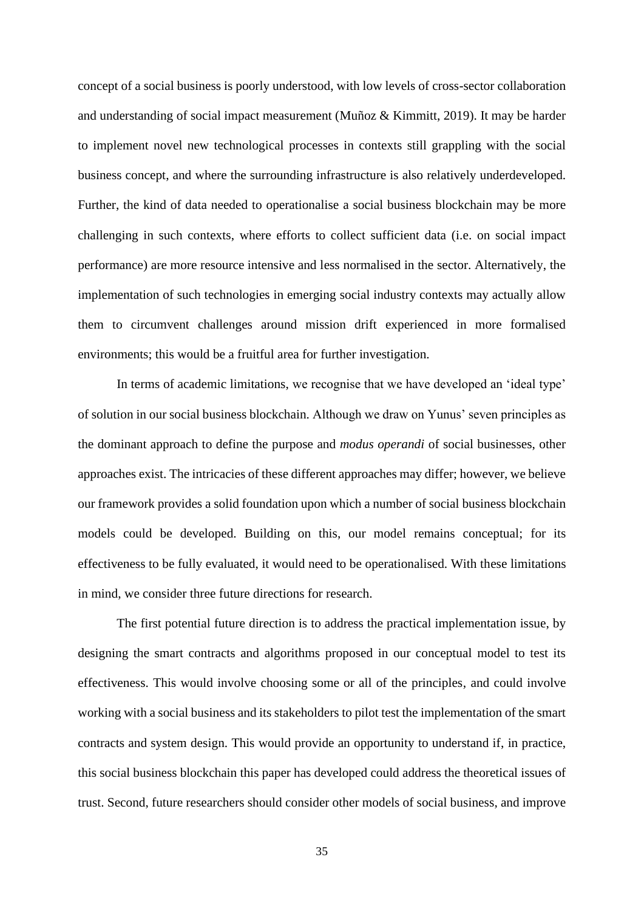concept of a social business is poorly understood, with low levels of cross-sector collaboration and understanding of social impact measurement (Muñoz & Kimmitt, 2019). It may be harder to implement novel new technological processes in contexts still grappling with the social business concept, and where the surrounding infrastructure is also relatively underdeveloped. Further, the kind of data needed to operationalise a social business blockchain may be more challenging in such contexts, where efforts to collect sufficient data (i.e. on social impact performance) are more resource intensive and less normalised in the sector. Alternatively, the implementation of such technologies in emerging social industry contexts may actually allow them to circumvent challenges around mission drift experienced in more formalised environments; this would be a fruitful area for further investigation.

In terms of academic limitations, we recognise that we have developed an 'ideal type' of solution in our social business blockchain. Although we draw on Yunus' seven principles as the dominant approach to define the purpose and *modus operandi* of social businesses, other approaches exist. The intricacies of these different approaches may differ; however, we believe our framework provides a solid foundation upon which a number of social business blockchain models could be developed. Building on this, our model remains conceptual; for its effectiveness to be fully evaluated, it would need to be operationalised. With these limitations in mind, we consider three future directions for research.

The first potential future direction is to address the practical implementation issue, by designing the smart contracts and algorithms proposed in our conceptual model to test its effectiveness. This would involve choosing some or all of the principles, and could involve working with a social business and its stakeholders to pilot test the implementation of the smart contracts and system design. This would provide an opportunity to understand if, in practice, this social business blockchain this paper has developed could address the theoretical issues of trust. Second, future researchers should consider other models of social business, and improve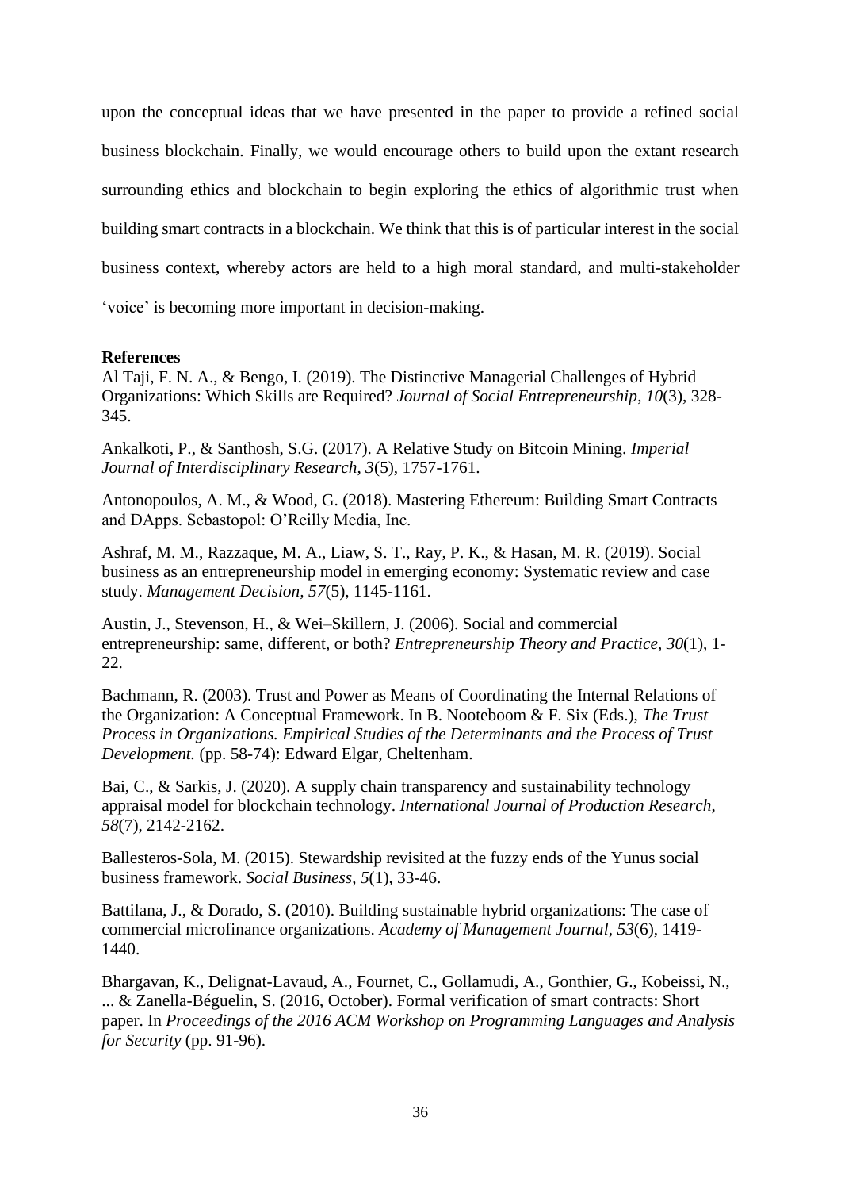upon the conceptual ideas that we have presented in the paper to provide a refined social business blockchain. Finally, we would encourage others to build upon the extant research surrounding ethics and blockchain to begin exploring the ethics of algorithmic trust when building smart contracts in a blockchain. We think that this is of particular interest in the social business context, whereby actors are held to a high moral standard, and multi-stakeholder 'voice' is becoming more important in decision-making.

**References**

Al Taji, F. N. A., & Bengo, I. (2019). The Distinctive Managerial Challenges of Hybrid Organizations: Which Skills are Required? *Journal of Social Entrepreneurship*, *10*(3), 328-345.

Ankalkoti, P., & Santhosh, S.G. (2017). A Relative Study on Bitcoin Mining. *Imperial Journal of Interdisciplinary Research*, *3*(5), 1757-1761.

Antonopoulos, A. M., & Wood, G. (2018). Mastering Ethereum: Building Smart Contracts and DApps. Sebastopol: O'Reilly Media, Inc.

Ashraf, M. M., Razzaque, M. A., Liaw, S. T., Ray, P. K., & Hasan, M. R. (2019). Social business as an entrepreneurship model in emerging economy: Systematic review and case study. *Management Decision*, *57*(5), 1145-1161.

Austin, J., Stevenson, H., & Wei–Skillern, J. (2006). Social and commercial entrepreneurship: same, different, or both? *Entrepreneurship Theory and Practice*, *30*(1), 1-22.

Bachmann, R. (2003). Trust and Power as Means of Coordinating the Internal Relations of the Organization: A Conceptual Framework. In B. Nooteboom & F. Six (Eds.), *The Trust Process in Organizations. Empirical Studies of the Determinants and the Process of Trust Development.* (pp. 58-74): Edward Elgar, Cheltenham.

Bai, C., & Sarkis, J. (2020). A supply chain transparency and sustainability technology appraisal model for blockchain technology. *International Journal of Production Research*, *58*(7), 2142-2162.

Ballesteros-Sola, M. (2015). Stewardship revisited at the fuzzy ends of the Yunus social business framework. *Social Business*, *5*(1), 33-46.

Battilana, J., & Dorado, S. (2010). Building sustainable hybrid organizations: The case of commercial microfinance organizations. *Academy of Management Journal*, *53*(6), 1419-1440.

Bhargavan, K., Delignat-Lavaud, A., Fournet, C., Gollamudi, A., Gonthier, G., Kobeissi, N., ... & Zanella-Béguelin, S. (2016, October). Formal verification of smart contracts: Short paper. In *Proceedings of the 2016 ACM Workshop on Programming Languages and Analysis for Security* (pp. 91-96).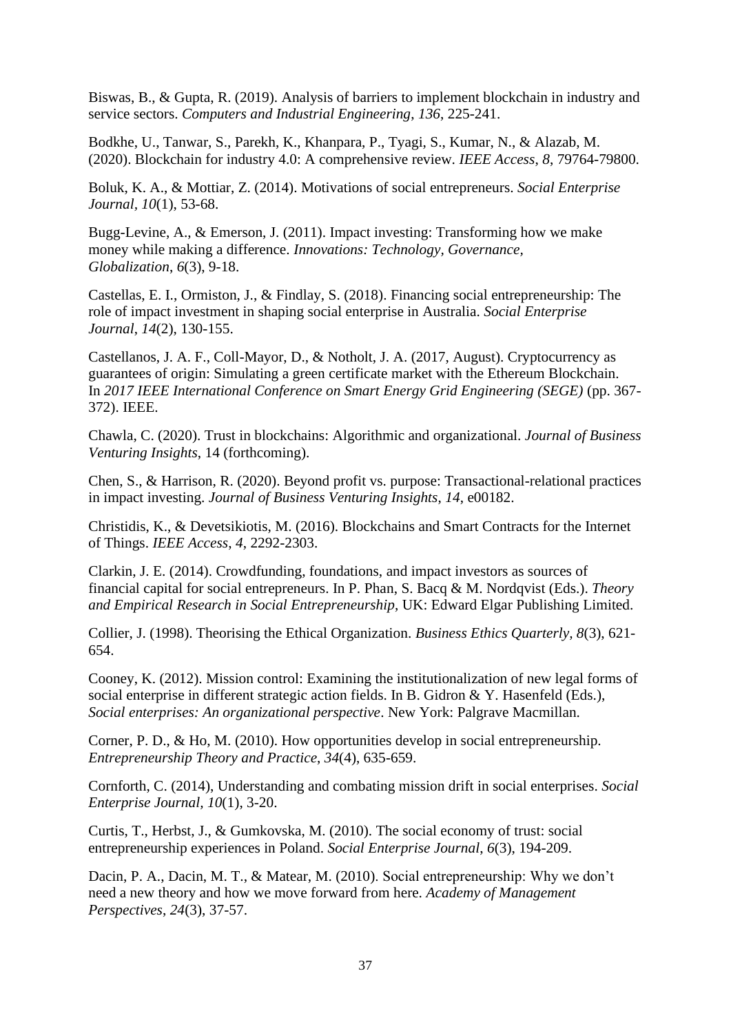Biswas, B., & Gupta, R. (2019). Analysis of barriers to implement blockchain in industry and service sectors. *Computers and Industrial Engineering*, *136*, 225-241.

Bodkhe, U., Tanwar, S., Parekh, K., Khanpara, P., Tyagi, S., Kumar, N., & Alazab, M. (2020). Blockchain for industry 4.0: A comprehensive review. *IEEE Access*, *8*, 79764-79800.

Boluk, K. A., & Mottiar, Z. (2014). Motivations of social entrepreneurs. *Social Enterprise Journal*, *10*(1), 53-68.

Bugg-Levine, A., & Emerson, J. (2011). Impact investing: Transforming how we make money while making a difference. *Innovations: Technology, Governance, Globalization*, *6*(3), 9-18.

Castellas, E. I., Ormiston, J., & Findlay, S. (2018). Financing social entrepreneurship: The role of impact investment in shaping social enterprise in Australia. *Social Enterprise Journal*, *14*(2), 130-155.

Castellanos, J. A. F., Coll-Mayor, D., & Notholt, J. A. (2017, August). Cryptocurrency as guarantees of origin: Simulating a green certificate market with the Ethereum Blockchain. In *2017 IEEE International Conference on Smart Energy Grid Engineering (SEGE)* (pp. 367-372). IEEE.

Chawla, C. (2020). Trust in blockchains: Algorithmic and organizational. *Journal of Business Venturing Insights*, 14 (forthcoming).

Chen, S., & Harrison, R. (2020). Beyond profit vs. purpose: Transactional-relational practices in impact investing. *Journal of Business Venturing Insights*, *14*, e00182.

Christidis, K., & Devetsikiotis, M. (2016). Blockchains and Smart Contracts for the Internet of Things. *IEEE Access*, *4*, 2292-2303.

Clarkin, J. E. (2014). Crowdfunding, foundations, and impact investors as sources of financial capital for social entrepreneurs. In P. Phan, S. Bacq & M. Nordqvist (Eds.). *Theory and Empirical Research in Social Entrepreneurship*, UK: Edward Elgar Publishing Limited.

Collier, J. (1998). Theorising the Ethical Organization. *Business Ethics Quarterly, 8*(3), 621-654.

Cooney, K. (2012). Mission control: Examining the institutionalization of new legal forms of social enterprise in different strategic action fields. In B. Gidron & Y. Hasenfeld (Eds.), *Social enterprises: An organizational perspective*. New York: Palgrave Macmillan.

Corner, P. D., & Ho, M. (2010). How opportunities develop in social entrepreneurship. *Entrepreneurship Theory and Practice*, *34*(4), 635-659.

Cornforth, C. (2014), Understanding and combating mission drift in social enterprises. *Social Enterprise Journal*, *10*(1), 3-20.

Curtis, T., Herbst, J., & Gumkovska, M. (2010). The social economy of trust: social entrepreneurship experiences in Poland. *Social Enterprise Journal*, *6*(3), 194-209.

Dacin, P. A., Dacin, M. T., & Matear, M. (2010). Social entrepreneurship: Why we don't need a new theory and how we move forward from here. *Academy of Management Perspectives*, *24*(3), 37-57.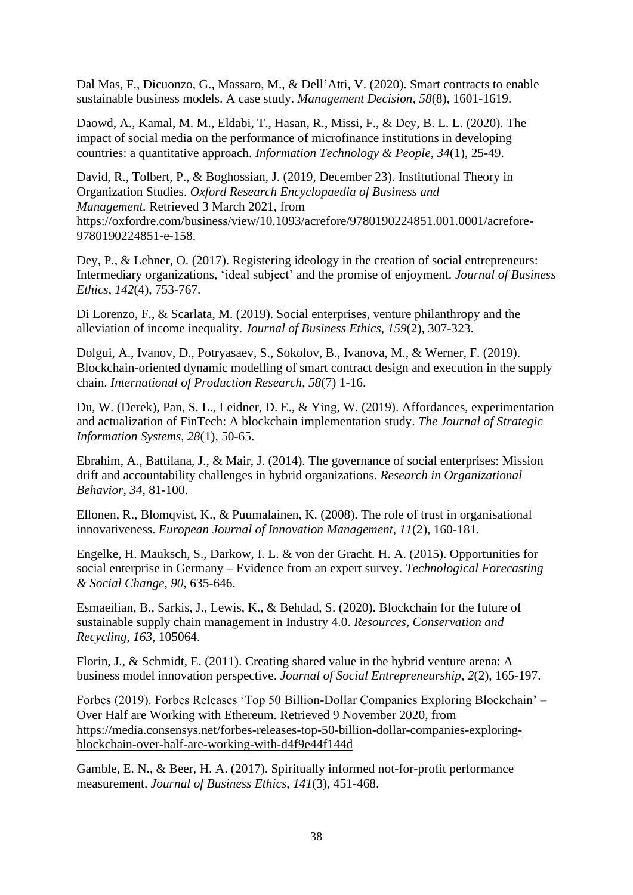Dal Mas, F., Dicuonzo, G., Massaro, M., & Dell'Atti, V. (2020). Smart contracts to enable sustainable business models. A case study. *Management Decision*, *58*(8), 1601-1619.

Daowd, A., Kamal, M. M., Eldabi, T., Hasan, R., Missi, F., & Dey, B. L. L. (2020). The impact of social media on the performance of microfinance institutions in developing countries: a quantitative approach. *Information Technology & People, 34*(1), 25-49.

David, R., Tolbert, P., & Boghossian, J. (2019, December 23). Institutional Theory in Organization Studies. *Oxford Research Encyclopaedia of Business and Management.* Retrieved 3 March 2021, from https://oxfordre.com/business/view/10.1093/acrefore/9780190224851.001.0001/acrefore-9780190224851-e-158.

Dey, P., & Lehner, O. (2017). Registering ideology in the creation of social entrepreneurs: Intermediary organizations, 'ideal subject' and the promise of enjoyment. *Journal of Business Ethics*, *142*(4), 753-767.

Di Lorenzo, F., & Scarlata, M. (2019). Social enterprises, venture philanthropy and the alleviation of income inequality. *Journal of Business Ethics*, *159*(2), 307-323.

Dolgui, A., Ivanov, D., Potryasaev, S., Sokolov, B., Ivanova, M., & Werner, F. (2019). Blockchain-oriented dynamic modelling of smart contract design and execution in the supply chain. *International of Production Research*, *58*(7) 1-16.

Du, W. (Derek), Pan, S. L., Leidner, D. E., & Ying, W. (2019). Affordances, experimentation and actualization of FinTech: A blockchain implementation study. *The Journal of Strategic Information Systems*, *28*(1), 50-65.

Ebrahim, A., Battilana, J., & Mair, J. (2014). The governance of social enterprises: Mission drift and accountability challenges in hybrid organizations. *Research in Organizational Behavior*, *34*, 81-100.

Ellonen, R., Blomqvist, K., & Puumalainen, K. (2008). The role of trust in organisational innovativeness. *European Journal of Innovation Management*, *11*(2), 160-181.

Engelke, H. Mauksch, S., Darkow, I. L. & von der Gracht. H. A. (2015). Opportunities for social enterprise in Germany – Evidence from an expert survey. *Technological Forecasting & Social Change, 90*, 635-646.

Esmaeilian, B., Sarkis, J., Lewis, K., & Behdad, S. (2020). Blockchain for the future of sustainable supply chain management in Industry 4.0. *Resources, Conservation and Recycling*, *163*, 105064.

Florin, J., & Schmidt, E. (2011). Creating shared value in the hybrid venture arena: A business model innovation perspective. *Journal of Social Entrepreneurship*, *2*(2), 165-197.

Forbes (2019). Forbes Releases 'Top 50 Billion-Dollar Companies Exploring Blockchain' – Over Half are Working with Ethereum. Retrieved 9 November 2020, from https://media.consensys.net/forbes-releases-top-50-billion-dollar-companies-exploring-blockchain-over-half-are-working-with-d4f9e44f144d

Gamble, E. N., & Beer, H. A. (2017). Spiritually informed not-for-profit performance measurement. *Journal of Business Ethics*, *141*(3), 451-468.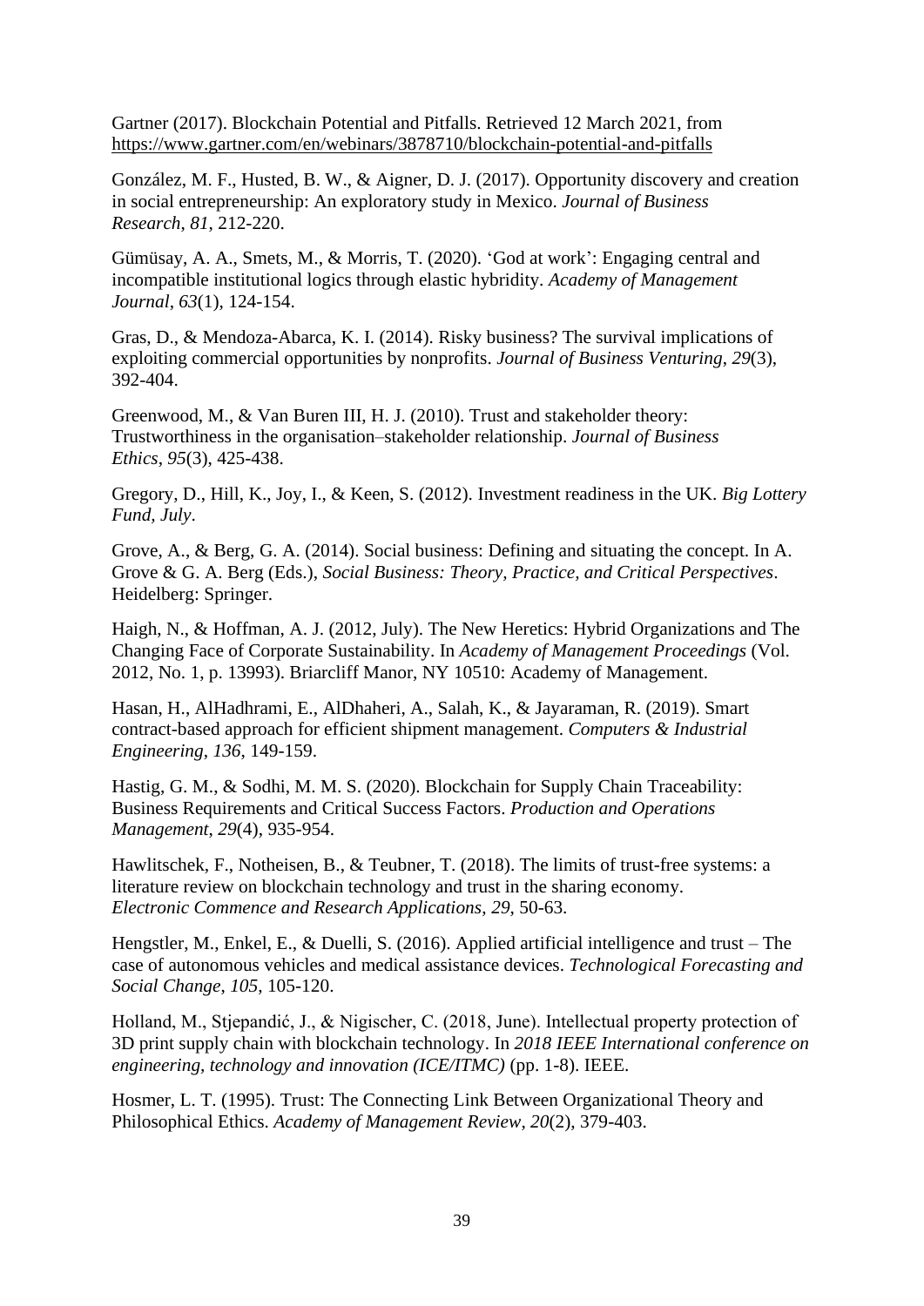Gartner (2017). Blockchain Potential and Pitfalls. Retrieved 12 March 2021, from https://www.gartner.com/en/webinars/3878710/blockchain-potential-and-pitfalls

González, M. F., Husted, B. W., & Aigner, D. J. (2017). Opportunity discovery and creation in social entrepreneurship: An exploratory study in Mexico. *Journal of Business Research*, *81*, 212-220.

Gümüsay, A. A., Smets, M., & Morris, T. (2020). 'God at work': Engaging central and incompatible institutional logics through elastic hybridity. *Academy of Management Journal*, *63*(1), 124-154.

Gras, D., & Mendoza-Abarca, K. I. (2014). Risky business? The survival implications of exploiting commercial opportunities by nonprofits. *Journal of Business Venturing*, *29*(3), 392-404.

Greenwood, M., & Van Buren III, H. J. (2010). Trust and stakeholder theory: Trustworthiness in the organisation–stakeholder relationship. *Journal of Business Ethics*, *95*(3), 425-438.

Gregory, D., Hill, K., Joy, I., & Keen, S. (2012). Investment readiness in the UK. *Big Lottery Fund, July*.

Grove, A., & Berg, G. A. (2014). Social business: Defining and situating the concept. In A. Grove & G. A. Berg (Eds.), *Social Business: Theory, Practice, and Critical Perspectives*. Heidelberg: Springer.

Haigh, N., & Hoffman, A. J. (2012, July). The New Heretics: Hybrid Organizations and The Changing Face of Corporate Sustainability. In *Academy of Management Proceedings* (Vol. 2012, No. 1, p. 13993). Briarcliff Manor, NY 10510: Academy of Management.

Hasan, H., AlHadhrami, E., AlDhaheri, A., Salah, K., & Jayaraman, R. (2019). Smart contract-based approach for efficient shipment management. *Computers & Industrial Engineering*, *136*, 149-159.

Hastig, G. M., & Sodhi, M. M. S. (2020). Blockchain for Supply Chain Traceability: Business Requirements and Critical Success Factors. *Production and Operations Management*, *29*(4), 935-954.

Hawlitschek, F., Notheisen, B., & Teubner, T. (2018). The limits of trust-free systems: a literature review on blockchain technology and trust in the sharing economy. *Electronic Commence and Research Applications*, *29*, 50-63.

Hengstler, M., Enkel, E., & Duelli, S. (2016). Applied artificial intelligence and trust – The case of autonomous vehicles and medical assistance devices. *Technological Forecasting and Social Change*, *105*, 105-120.

Holland, M., Stjepandić, J., & Nigischer, C. (2018, June). Intellectual property protection of 3D print supply chain with blockchain technology. In *2018 IEEE International conference on engineering, technology and innovation (ICE/ITMC)* (pp. 1-8). IEEE.

Hosmer, L. T. (1995). Trust: The Connecting Link Between Organizational Theory and Philosophical Ethics. *Academy of Management Review*, *20*(2), 379-403.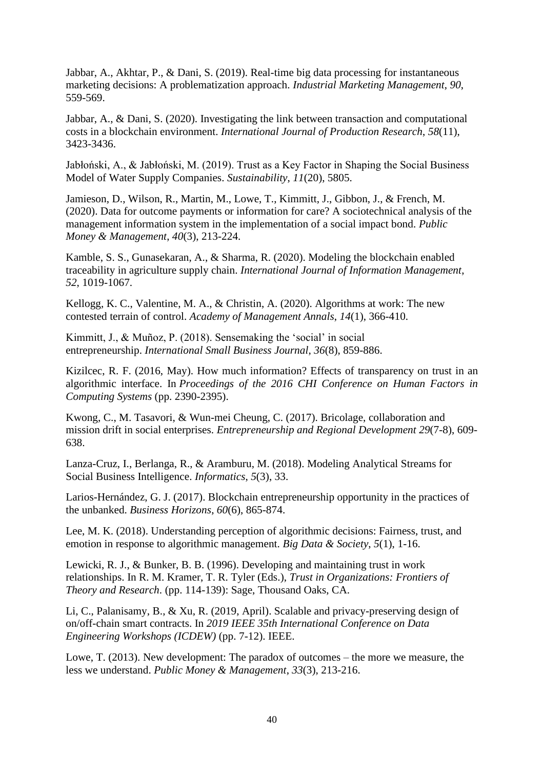Jabbar, A., Akhtar, P., & Dani, S. (2019). Real-time big data processing for instantaneous marketing decisions: A problematization approach. *Industrial Marketing Management*, *90*, 559-569.

Jabbar, A., & Dani, S. (2020). Investigating the link between transaction and computational costs in a blockchain environment. *International Journal of Production Research*, *58*(11), 3423-3436.

Jabłoński, A., & Jabłoński, M. (2019). Trust as a Key Factor in Shaping the Social Business Model of Water Supply Companies. *Sustainability*, *11*(20), 5805.

Jamieson, D., Wilson, R., Martin, M., Lowe, T., Kimmitt, J., Gibbon, J., & French, M. (2020). Data for outcome payments or information for care? A sociotechnical analysis of the management information system in the implementation of a social impact bond. *Public Money & Management*, *40*(3), 213-224.

Kamble, S. S., Gunasekaran, A., & Sharma, R. (2020). Modeling the blockchain enabled traceability in agriculture supply chain. *International Journal of Information Management*, *52*, 1019-1067.

Kellogg, K. C., Valentine, M. A., & Christin, A. (2020). Algorithms at work: The new contested terrain of control. *Academy of Management Annals*, *14*(1), 366-410.

Kimmitt, J., & Muñoz, P. (2018). Sensemaking the 'social' in social entrepreneurship. *International Small Business Journal*, *36*(8), 859-886.

Kizilcec, R. F. (2016, May). How much information? Effects of transparency on trust in an algorithmic interface. In *Proceedings of the 2016 CHI Conference on Human Factors in Computing Systems* (pp. 2390-2395).

Kwong, C., M. Tasavori, & Wun-mei Cheung, C. (2017). Bricolage, collaboration and mission drift in social enterprises. *Entrepreneurship and Regional Development 29*(7-8), 609-638.

Lanza-Cruz, I., Berlanga, R., & Aramburu, M. (2018). Modeling Analytical Streams for Social Business Intelligence. *Informatics*, *5*(3), 33.

Larios-Hernández, G. J. (2017). Blockchain entrepreneurship opportunity in the practices of the unbanked. *Business Horizons*, *60*(6), 865-874.

Lee, M. K. (2018). Understanding perception of algorithmic decisions: Fairness, trust, and emotion in response to algorithmic management. *Big Data & Society*, *5*(1), 1-16.

Lewicki, R. J., & Bunker, B. B. (1996). Developing and maintaining trust in work relationships. In R. M. Kramer, T. R. Tyler (Eds.), *Trust in Organizations: Frontiers of Theory and Research*. (pp. 114-139): Sage, Thousand Oaks, CA.

Li, C., Palanisamy, B., & Xu, R. (2019, April). Scalable and privacy-preserving design of on/off-chain smart contracts. In *2019 IEEE 35th International Conference on Data Engineering Workshops (ICDEW)* (pp. 7-12). IEEE.

Lowe, T. (2013). New development: The paradox of outcomes – the more we measure, the less we understand. *Public Money & Management*, *33*(3), 213-216.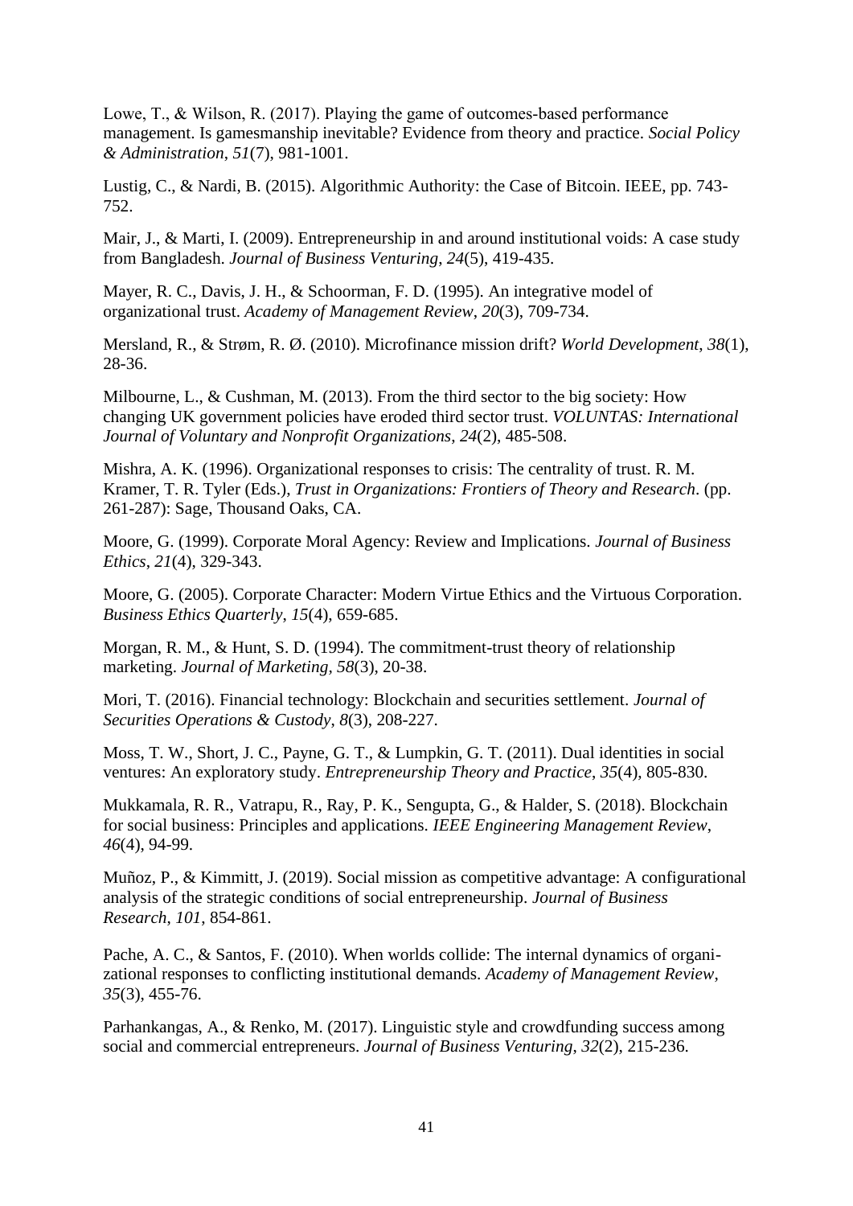Lowe, T., & Wilson, R. (2017). Playing the game of outcomes-based performance management. Is gamesmanship inevitable? Evidence from theory and practice. *Social Policy & Administration*, *51*(7), 981-1001.

Lustig, C., & Nardi, B. (2015). Algorithmic Authority: the Case of Bitcoin. IEEE, pp. 743-752.

Mair, J., & Marti, I. (2009). Entrepreneurship in and around institutional voids: A case study from Bangladesh. *Journal of Business Venturing*, *24*(5), 419-435.

Mayer, R. C., Davis, J. H., & Schoorman, F. D. (1995). An integrative model of organizational trust. *Academy of Management Review*, *20*(3), 709-734.

Mersland, R., & Strøm, R. Ø. (2010). Microfinance mission drift? *World Development*, *38*(1), 28-36.

Milbourne, L., & Cushman, M. (2013). From the third sector to the big society: How changing UK government policies have eroded third sector trust. *VOLUNTAS: International Journal of Voluntary and Nonprofit Organizations*, *24*(2), 485-508.

Mishra, A. K. (1996). Organizational responses to crisis: The centrality of trust. R. M. Kramer, T. R. Tyler (Eds.), *Trust in Organizations: Frontiers of Theory and Research*. (pp. 261-287): Sage, Thousand Oaks, CA.

Moore, G. (1999). Corporate Moral Agency: Review and Implications. *Journal of Business Ethics*, *21*(4), 329-343.

Moore, G. (2005). Corporate Character: Modern Virtue Ethics and the Virtuous Corporation. *Business Ethics Quarterly*, *15*(4), 659-685.

Morgan, R. M., & Hunt, S. D. (1994). The commitment-trust theory of relationship marketing. *Journal of Marketing*, *58*(3), 20-38.

Mori, T. (2016). Financial technology: Blockchain and securities settlement. *Journal of Securities Operations & Custody*, *8*(3), 208-227.

Moss, T. W., Short, J. C., Payne, G. T., & Lumpkin, G. T. (2011). Dual identities in social ventures: An exploratory study. *Entrepreneurship Theory and Practice*, *35*(4), 805-830.

Mukkamala, R. R., Vatrapu, R., Ray, P. K., Sengupta, G., & Halder, S. (2018). Blockchain for social business: Principles and applications. *IEEE Engineering Management Review*, *46*(4), 94-99.

Muñoz, P., & Kimmitt, J. (2019). Social mission as competitive advantage: A configurational analysis of the strategic conditions of social entrepreneurship. *Journal of Business Research*, *101*, 854-861.

Pache, A. C., & Santos, F. (2010). When worlds collide: The internal dynamics of organizational responses to conflicting institutional demands. *Academy of Management Review*, *35*(3), 455-76.

Parhankangas, A., & Renko, M. (2017). Linguistic style and crowdfunding success among social and commercial entrepreneurs. *Journal of Business Venturing*, *32*(2), 215-236.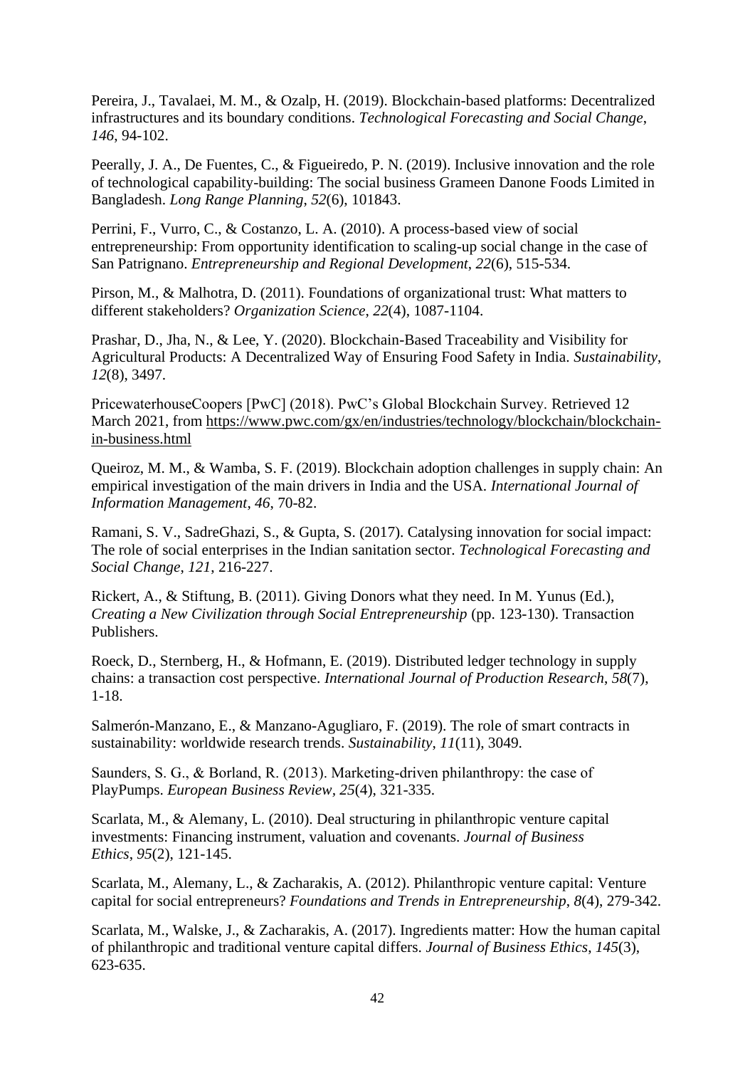Pereira, J., Tavalaei, M. M., & Ozalp, H. (2019). Blockchain-based platforms: Decentralized infrastructures and its boundary conditions. *Technological Forecasting and Social Change*, *146*, 94-102.

Peerally, J. A., De Fuentes, C., & Figueiredo, P. N. (2019). Inclusive innovation and the role of technological capability-building: The social business Grameen Danone Foods Limited in Bangladesh. *Long Range Planning*, *52*(6), 101843.

Perrini, F., Vurro, C., & Costanzo, L. A. (2010). A process-based view of social entrepreneurship: From opportunity identification to scaling-up social change in the case of San Patrignano. *Entrepreneurship and Regional Development*, *22*(6), 515-534.

Pirson, M., & Malhotra, D. (2011). Foundations of organizational trust: What matters to different stakeholders? *Organization Science*, *22*(4), 1087-1104.

Prashar, D., Jha, N., & Lee, Y. (2020). Blockchain-Based Traceability and Visibility for Agricultural Products: A Decentralized Way of Ensuring Food Safety in India. *Sustainability*, *12*(8), 3497.

PricewaterhouseCoopers [PwC] (2018). PwC's Global Blockchain Survey. Retrieved 12 March 2021, from https://www.pwc.com/gx/en/industries/technology/blockchain/blockchain-in-business.html

Queiroz, M. M., & Wamba, S. F. (2019). Blockchain adoption challenges in supply chain: An empirical investigation of the main drivers in India and the USA. *International Journal of Information Management*, *46*, 70-82.

Ramani, S. V., SadreGhazi, S., & Gupta, S. (2017). Catalysing innovation for social impact: The role of social enterprises in the Indian sanitation sector. *Technological Forecasting and Social Change*, *121*, 216-227.

Rickert, A., & Stiftung, B. (2011). Giving Donors what they need. In M. Yunus (Ed.), *Creating a New Civilization through Social Entrepreneurship* (pp. 123-130). Transaction Publishers.

Roeck, D., Sternberg, H., & Hofmann, E. (2019). Distributed ledger technology in supply chains: a transaction cost perspective. *International Journal of Production Research*, *58*(7), 1-18.

Salmerón-Manzano, E., & Manzano-Agugliaro, F. (2019). The role of smart contracts in sustainability: worldwide research trends. *Sustainability*, *11*(11), 3049.

Saunders, S. G., & Borland, R. (2013). Marketing-driven philanthropy: the case of PlayPumps. *European Business Review*, *25*(4), 321-335.

Scarlata, M., & Alemany, L. (2010). Deal structuring in philanthropic venture capital investments: Financing instrument, valuation and covenants. *Journal of Business Ethics*, *95*(2), 121-145.

Scarlata, M., Alemany, L., & Zacharakis, A. (2012). Philanthropic venture capital: Venture capital for social entrepreneurs? *Foundations and Trends in Entrepreneurship*, *8*(4), 279-342.

Scarlata, M., Walske, J., & Zacharakis, A. (2017). Ingredients matter: How the human capital of philanthropic and traditional venture capital differs. *Journal of Business Ethics*, *145*(3), 623-635.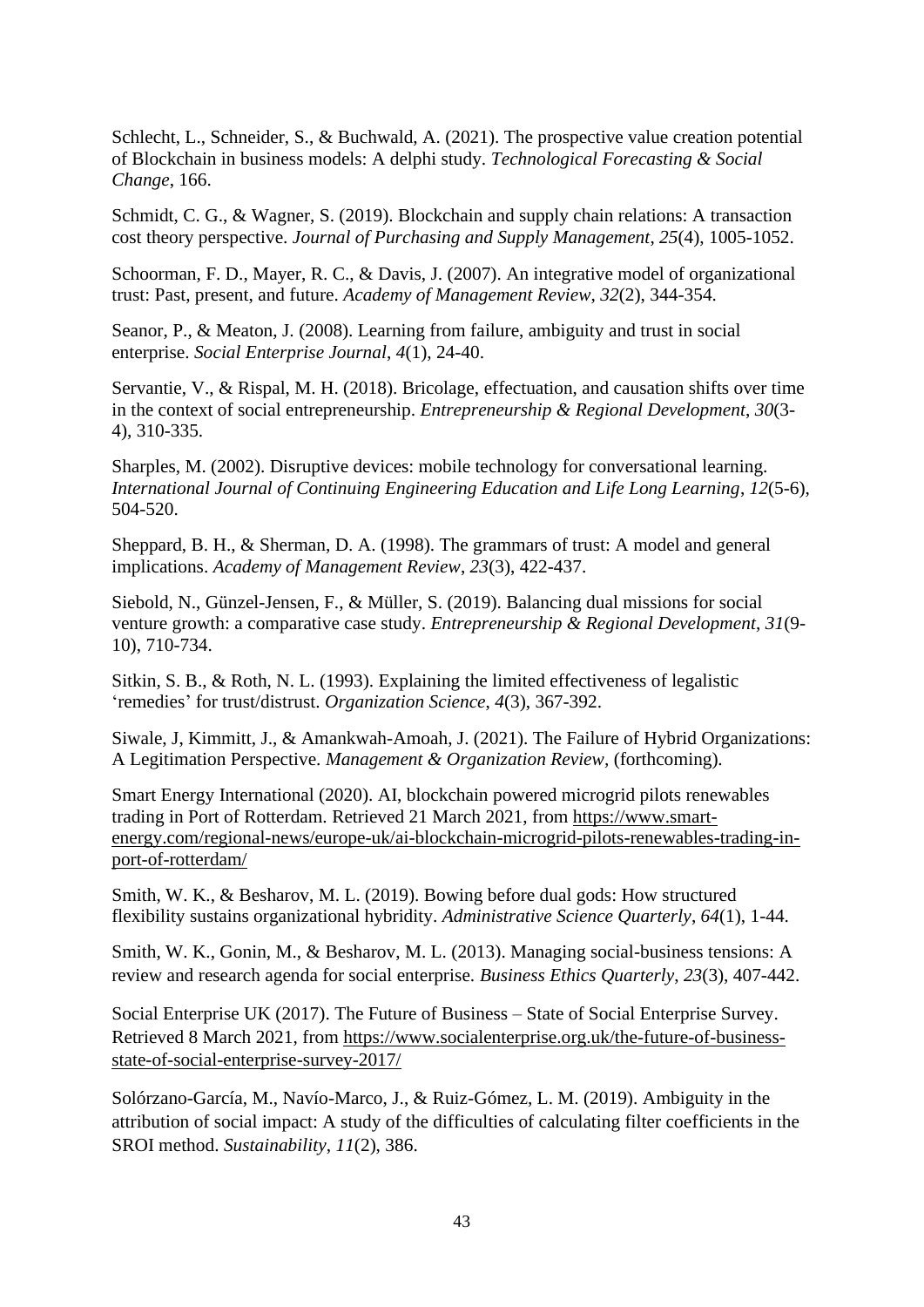Schlecht, L., Schneider, S., & Buchwald, A. (2021). The prospective value creation potential of Blockchain in business models: A delphi study. *Technological Forecasting & Social Change*, 166.

Schmidt, C. G., & Wagner, S. (2019). Blockchain and supply chain relations: A transaction cost theory perspective. *Journal of Purchasing and Supply Management*, *25*(4), 1005-1052.

Schoorman, F. D., Mayer, R. C., & Davis, J. (2007). An integrative model of organizational trust: Past, present, and future. *Academy of Management Review*, *32*(2), 344-354.

Seanor, P., & Meaton, J. (2008). Learning from failure, ambiguity and trust in social enterprise. *Social Enterprise Journal*, *4*(1), 24-40.

Servantie, V., & Rispal, M. H. (2018). Bricolage, effectuation, and causation shifts over time in the context of social entrepreneurship. *Entrepreneurship & Regional Development*, *30*(3-4), 310-335.

Sharples, M. (2002). Disruptive devices: mobile technology for conversational learning. *International Journal of Continuing Engineering Education and Life Long Learning*, *12*(5-6), 504-520.

Sheppard, B. H., & Sherman, D. A. (1998). The grammars of trust: A model and general implications. *Academy of Management Review*, *23*(3), 422-437.

Siebold, N., Günzel-Jensen, F., & Müller, S. (2019). Balancing dual missions for social venture growth: a comparative case study. *Entrepreneurship & Regional Development*, *31*(9-10), 710-734.

Sitkin, S. B., & Roth, N. L. (1993). Explaining the limited effectiveness of legalistic 'remedies' for trust/distrust. *Organization Science*, *4*(3), 367-392.

Siwale, J, Kimmitt, J., & Amankwah-Amoah, J. (2021). The Failure of Hybrid Organizations: A Legitimation Perspective. *Management & Organization Review*, (forthcoming).

Smart Energy International (2020). AI, blockchain powered microgrid pilots renewables trading in Port of Rotterdam. Retrieved 21 March 2021, from https://www.smart-energy.com/regional-news/europe-uk/ai-blockchain-microgrid-pilots-renewables-trading-in-port-of-rotterdam/

Smith, W. K., & Besharov, M. L. (2019). Bowing before dual gods: How structured flexibility sustains organizational hybridity. *Administrative Science Quarterly*, *64*(1), 1-44.

Smith, W. K., Gonin, M., & Besharov, M. L. (2013). Managing social-business tensions: A review and research agenda for social enterprise. *Business Ethics Quarterly*, *23*(3), 407-442.

Social Enterprise UK (2017). The Future of Business – State of Social Enterprise Survey. Retrieved 8 March 2021, from https://www.socialenterprise.org.uk/the-future-of-business-state-of-social-enterprise-survey-2017/

Solórzano-García, M., Navío-Marco, J., & Ruiz-Gómez, L. M. (2019). Ambiguity in the attribution of social impact: A study of the difficulties of calculating filter coefficients in the SROI method. *Sustainability*, *11*(2), 386.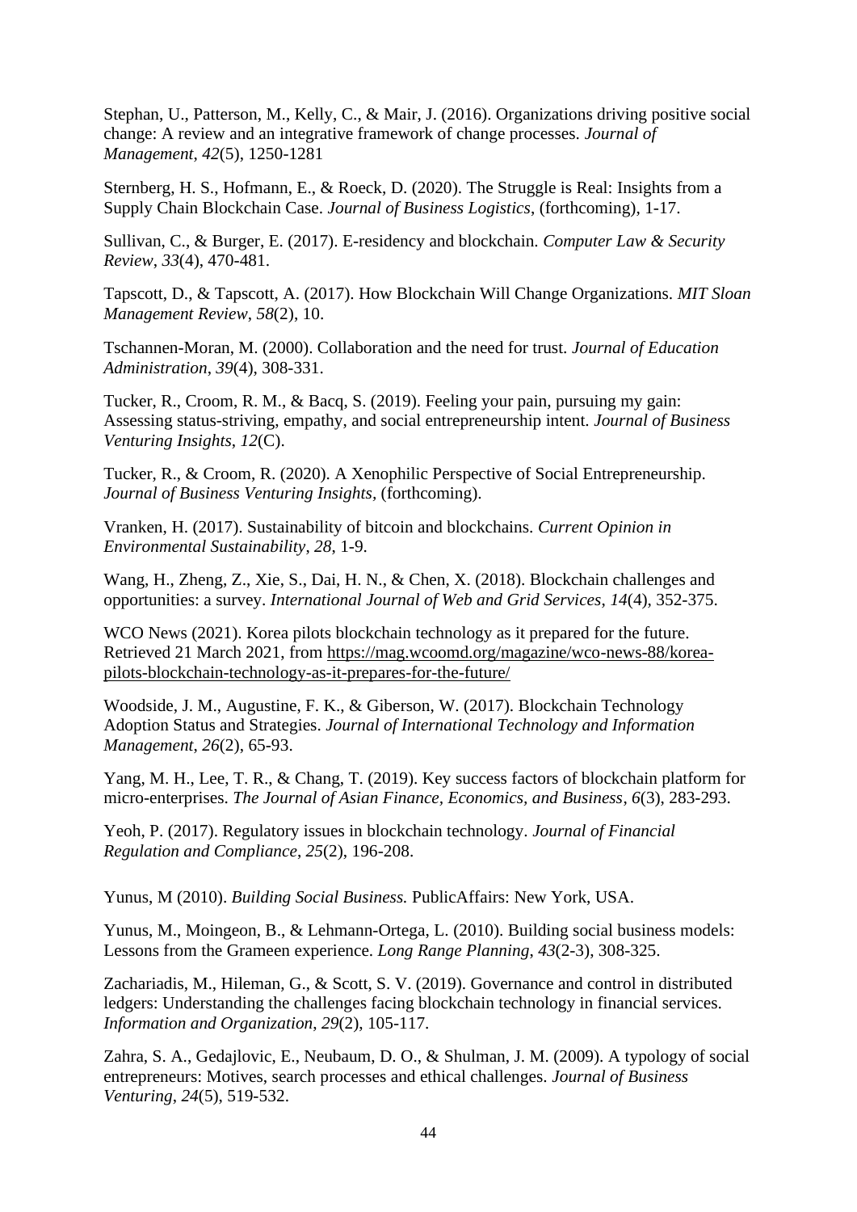Stephan, U., Patterson, M., Kelly, C., & Mair, J. (2016). Organizations driving positive social change: A review and an integrative framework of change processes. *Journal of Management*, *42*(5), 1250-1281

Sternberg, H. S., Hofmann, E., & Roeck, D. (2020). The Struggle is Real: Insights from a Supply Chain Blockchain Case. *Journal of Business Logistics*, (forthcoming), 1-17.

Sullivan, C., & Burger, E. (2017). E-residency and blockchain. *Computer Law & Security Review*, *33*(4), 470-481.

Tapscott, D., & Tapscott, A. (2017). How Blockchain Will Change Organizations. *MIT Sloan Management Review*, *58*(2), 10.

Tschannen-Moran, M. (2000). Collaboration and the need for trust. *Journal of Education Administration*, *39*(4), 308-331.

Tucker, R., Croom, R. M., & Bacq, S. (2019). Feeling your pain, pursuing my gain: Assessing status-striving, empathy, and social entrepreneurship intent. *Journal of Business Venturing Insights*, *12*(C).

Tucker, R., & Croom, R. (2020). A Xenophilic Perspective of Social Entrepreneurship. *Journal of Business Venturing Insights*, (forthcoming).

Vranken, H. (2017). Sustainability of bitcoin and blockchains. *Current Opinion in Environmental Sustainability*, *28*, 1-9.

Wang, H., Zheng, Z., Xie, S., Dai, H. N., & Chen, X. (2018). Blockchain challenges and opportunities: a survey. *International Journal of Web and Grid Services*, *14*(4), 352-375.

WCO News (2021). Korea pilots blockchain technology as it prepared for the future. Retrieved 21 March 2021, from https://mag.wcoomd.org/magazine/wco-news-88/korea-pilots-blockchain-technology-as-it-prepares-for-the-future/

Woodside, J. M., Augustine, F. K., & Giberson, W. (2017). Blockchain Technology Adoption Status and Strategies. *Journal of International Technology and Information Management*, *26*(2), 65-93.

Yang, M. H., Lee, T. R., & Chang, T. (2019). Key success factors of blockchain platform for micro-enterprises. *The Journal of Asian Finance, Economics, and Business*, *6*(3), 283-293.

Yeoh, P. (2017). Regulatory issues in blockchain technology. *Journal of Financial Regulation and Compliance*, *25*(2), 196-208.

Yunus, M (2010). *Building Social Business.* PublicAffairs: New York, USA.

Yunus, M., Moingeon, B., & Lehmann-Ortega, L. (2010). Building social business models: Lessons from the Grameen experience. *Long Range Planning*, *43*(2-3), 308-325.

Zachariadis, M., Hileman, G., & Scott, S. V. (2019). Governance and control in distributed ledgers: Understanding the challenges facing blockchain technology in financial services. *Information and Organization*, *29*(2), 105-117.

Zahra, S. A., Gedajlovic, E., Neubaum, D. O., & Shulman, J. M. (2009). A typology of social entrepreneurs: Motives, search processes and ethical challenges. *Journal of Business Venturing*, *24*(5), 519-532.